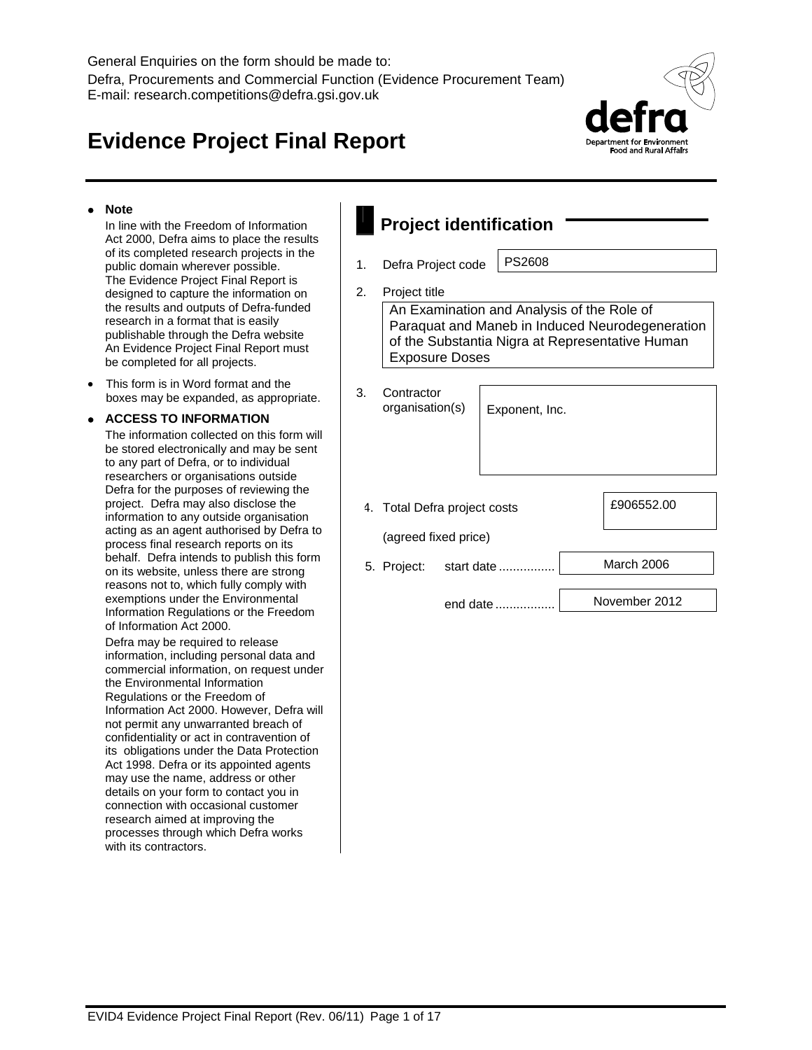General Enquiries on the form should be made to:
Defra, Procurements and Commercial Function (Evidence Procurement Team)
E-mail: research.competitions@defra.gsi.gov.uk

# Evidence Project Final Report

- **Note**

  In line with the Freedom of Information Act 2000, Defra aims to place the results of its completed research projects in the public domain wherever possible. The Evidence Project Final Report is designed to capture the information on the results and outputs of Defra-funded research in a format that is easily publishable through the Defra website An Evidence Project Final Report must be completed for all projects.

- This form is in Word format and the boxes may be expanded, as appropriate.

- **ACCESS TO INFORMATION**

  The information collected on this form will be stored electronically and may be sent to any part of Defra, or to individual researchers or organisations outside Defra for the purposes of reviewing the project. Defra may also disclose the information to any outside organisation acting as an agent authorised by Defra to process final research reports on its behalf. Defra intends to publish this form on its website, unless there are strong reasons not to, which fully comply with exemptions under the Environmental Information Regulations or the Freedom of Information Act 2000.

  Defra may be required to release information, including personal data and commercial information, on request under the Environmental Information Regulations or the Freedom of Information Act 2000. However, Defra will not permit any unwarranted breach of confidentiality or act in contravention of its obligations under the Data Protection Act 1998. Defra or its appointed agents may use the name, address or other details on your form to contact you in connection with occasional customer research aimed at improving the processes through which Defra works with its contractors.

## Project identification

1. Defra Project code: PS2608

2. Project title: An Examination and Analysis of the Role of Paraquat and Maneb in Induced Neurodegeneration of the Substantia Nigra at Representative Human Exposure Doses

3. Contractor organisation(s): Exponent, Inc.

4. Total Defra project costs (agreed fixed price): £906552.00

5. Project: start date ................ March 2006

   end date ................. November 2012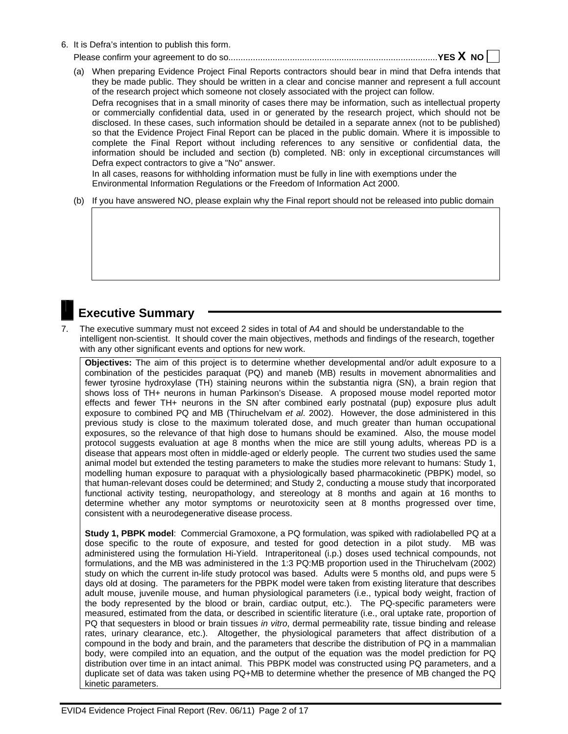6. It is Defra's intention to publish this form.

   Please confirm your agreement to do so.................................................................................... **YES X NO** ☐

   (a) When preparing Evidence Project Final Reports contractors should bear in mind that Defra intends that they be made public. They should be written in a clear and concise manner and represent a full account of the research project which someone not closely associated with the project can follow.

   Defra recognises that in a small minority of cases there may be information, such as intellectual property or commercially confidential data, used in or generated by the research project, which should not be disclosed. In these cases, such information should be detailed in a separate annex (not to be published) so that the Evidence Project Final Report can be placed in the public domain. Where it is impossible to complete the Final Report without including references to any sensitive or confidential data, the information should be included and section (b) completed. NB: only in exceptional circumstances will Defra expect contractors to give a "No" answer.

   In all cases, reasons for withholding information must be fully in line with exemptions under the Environmental Information Regulations or the Freedom of Information Act 2000.

   (b) If you have answered NO, please explain why the Final report should not be released into public domain

## Executive Summary

7. The executive summary must not exceed 2 sides in total of A4 and should be understandable to the intelligent non-scientist. It should cover the main objectives, methods and findings of the research, together with any other significant events and options for new work.

**Objectives:** The aim of this project is to determine whether developmental and/or adult exposure to a combination of the pesticides paraquat (PQ) and maneb (MB) results in movement abnormalities and fewer tyrosine hydroxylase (TH) staining neurons within the substantia nigra (SN), a brain region that shows loss of TH+ neurons in human Parkinson's Disease. A proposed mouse model reported motor effects and fewer TH+ neurons in the SN after combined early postnatal (pup) exposure plus adult exposure to combined PQ and MB (Thiruchelvam *et al*. 2002). However, the dose administered in this previous study is close to the maximum tolerated dose, and much greater than human occupational exposures, so the relevance of that high dose to humans should be examined. Also, the mouse model protocol suggests evaluation at age 8 months when the mice are still young adults, whereas PD is a disease that appears most often in middle-aged or elderly people. The current two studies used the same animal model but extended the testing parameters to make the studies more relevant to humans: Study 1, modelling human exposure to paraquat with a physiologically based pharmacokinetic (PBPK) model, so that human-relevant doses could be determined; and Study 2, conducting a mouse study that incorporated functional activity testing, neuropathology, and stereology at 8 months and again at 16 months to determine whether any motor symptoms or neurotoxicity seen at 8 months progressed over time, consistent with a neurodegenerative disease process.

**Study 1, PBPK model**: Commercial Gramoxone, a PQ formulation, was spiked with radiolabelled PQ at a dose specific to the route of exposure, and tested for good detection in a pilot study. MB was administered using the formulation Hi-Yield. Intraperitoneal (i.p.) doses used technical compounds, not formulations, and the MB was administered in the 1:3 PQ:MB proportion used in the Thiruchelvam (2002) study on which the current in-life study protocol was based. Adults were 5 months old, and pups were 5 days old at dosing. The parameters for the PBPK model were taken from existing literature that describes adult mouse, juvenile mouse, and human physiological parameters (i.e., typical body weight, fraction of the body represented by the blood or brain, cardiac output, etc.). The PQ-specific parameters were measured, estimated from the data, or described in scientific literature (i.e., oral uptake rate, proportion of PQ that sequesters in blood or brain tissues *in vitro*, dermal permeability rate, tissue binding and release rates, urinary clearance, etc.). Altogether, the physiological parameters that affect distribution of a compound in the body and brain, and the parameters that describe the distribution of PQ in a mammalian body, were compiled into an equation, and the output of the equation was the model prediction for PQ distribution over time in an intact animal. This PBPK model was constructed using PQ parameters, and a duplicate set of data was taken using PQ+MB to determine whether the presence of MB changed the PQ kinetic parameters.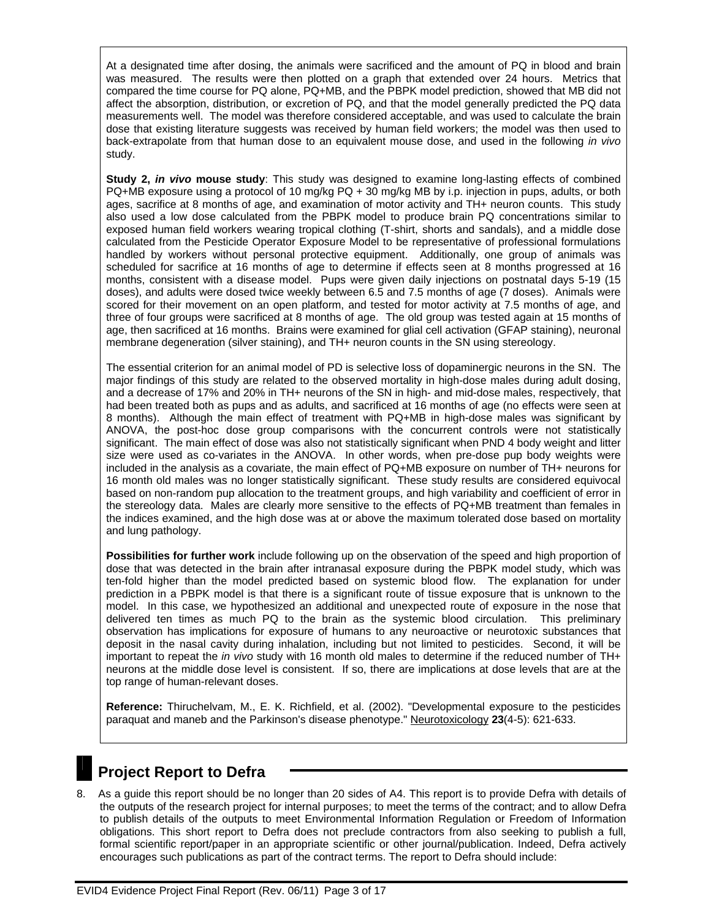At a designated time after dosing, the animals were sacrificed and the amount of PQ in blood and brain was measured. The results were then plotted on a graph that extended over 24 hours. Metrics that compared the time course for PQ alone, PQ+MB, and the PBPK model prediction, showed that MB did not affect the absorption, distribution, or excretion of PQ, and that the model generally predicted the PQ data measurements well. The model was therefore considered acceptable, and was used to calculate the brain dose that existing literature suggests was received by human field workers; the model was then used to back-extrapolate from that human dose to an equivalent mouse dose, and used in the following *in vivo* study.

**Study 2, *in vivo* mouse study**: This study was designed to examine long-lasting effects of combined PQ+MB exposure using a protocol of 10 mg/kg PQ + 30 mg/kg MB by i.p. injection in pups, adults, or both ages, sacrifice at 8 months of age, and examination of motor activity and TH+ neuron counts. This study also used a low dose calculated from the PBPK model to produce brain PQ concentrations similar to exposed human field workers wearing tropical clothing (T-shirt, shorts and sandals), and a middle dose calculated from the Pesticide Operator Exposure Model to be representative of professional formulations handled by workers without personal protective equipment. Additionally, one group of animals was scheduled for sacrifice at 16 months of age to determine if effects seen at 8 months progressed at 16 months, consistent with a disease model. Pups were given daily injections on postnatal days 5-19 (15 doses), and adults were dosed twice weekly between 6.5 and 7.5 months of age (7 doses). Animals were scored for their movement on an open platform, and tested for motor activity at 7.5 months of age, and three of four groups were sacrificed at 8 months of age. The old group was tested again at 15 months of age, then sacrificed at 16 months. Brains were examined for glial cell activation (GFAP staining), neuronal membrane degeneration (silver staining), and TH+ neuron counts in the SN using stereology.

The essential criterion for an animal model of PD is selective loss of dopaminergic neurons in the SN. The major findings of this study are related to the observed mortality in high-dose males during adult dosing, and a decrease of 17% and 20% in TH+ neurons of the SN in high- and mid-dose males, respectively, that had been treated both as pups and as adults, and sacrificed at 16 months of age (no effects were seen at 8 months). Although the main effect of treatment with PQ+MB in high-dose males was significant by ANOVA, the post-hoc dose group comparisons with the concurrent controls were not statistically significant. The main effect of dose was also not statistically significant when PND 4 body weight and litter size were used as co-variates in the ANOVA. In other words, when pre-dose pup body weights were included in the analysis as a covariate, the main effect of PQ+MB exposure on number of TH+ neurons for 16 month old males was no longer statistically significant. These study results are considered equivocal based on non-random pup allocation to the treatment groups, and high variability and coefficient of error in the stereology data. Males are clearly more sensitive to the effects of PQ+MB treatment than females in the indices examined, and the high dose was at or above the maximum tolerated dose based on mortality and lung pathology.

**Possibilities for further work** include following up on the observation of the speed and high proportion of dose that was detected in the brain after intranasal exposure during the PBPK model study, which was ten-fold higher than the model predicted based on systemic blood flow. The explanation for under prediction in a PBPK model is that there is a significant route of tissue exposure that is unknown to the model. In this case, we hypothesized an additional and unexpected route of exposure in the nose that delivered ten times as much PQ to the brain as the systemic blood circulation. This preliminary observation has implications for exposure of humans to any neuroactive or neurotoxic substances that deposit in the nasal cavity during inhalation, including but not limited to pesticides. Second, it will be important to repeat the *in vivo* study with 16 month old males to determine if the reduced number of TH+ neurons at the middle dose level is consistent. If so, there are implications at dose levels that are at the top range of human-relevant doses.

**Reference:** Thiruchelvam, M., E. K. Richfield, et al. (2002). "Developmental exposure to the pesticides paraquat and maneb and the Parkinson's disease phenotype." Neurotoxicology **23**(4-5): 621-633.

## Project Report to Defra

8. As a guide this report should be no longer than 20 sides of A4. This report is to provide Defra with details of the outputs of the research project for internal purposes; to meet the terms of the contract; and to allow Defra to publish details of the outputs to meet Environmental Information Regulation or Freedom of Information obligations. This short report to Defra does not preclude contractors from also seeking to publish a full, formal scientific report/paper in an appropriate scientific or other journal/publication. Indeed, Defra actively encourages such publications as part of the contract terms. The report to Defra should include: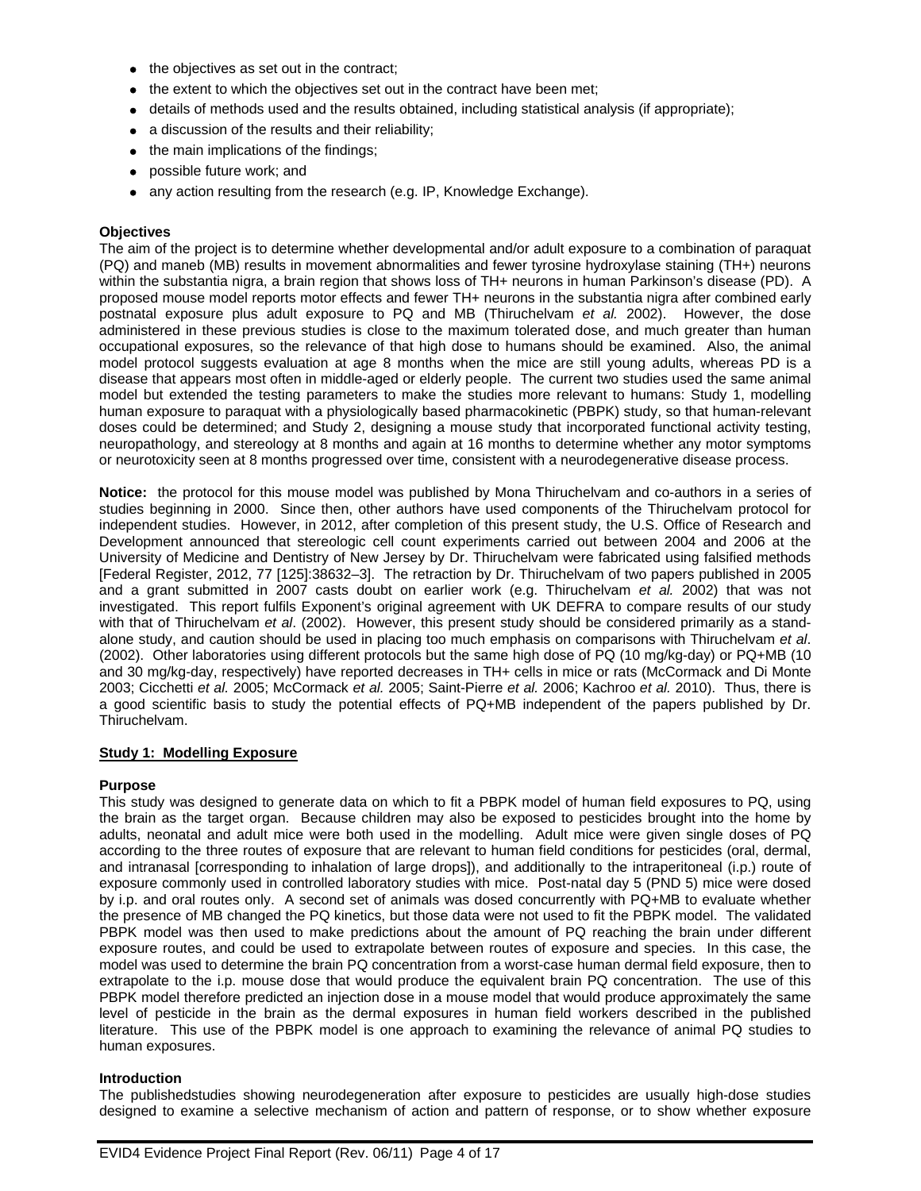- the objectives as set out in the contract;
- the extent to which the objectives set out in the contract have been met;
- details of methods used and the results obtained, including statistical analysis (if appropriate);
- a discussion of the results and their reliability;
- the main implications of the findings;
- possible future work; and
- any action resulting from the research (e.g. IP, Knowledge Exchange).

**Objectives**

The aim of the project is to determine whether developmental and/or adult exposure to a combination of paraquat (PQ) and maneb (MB) results in movement abnormalities and fewer tyrosine hydroxylase staining (TH+) neurons within the substantia nigra, a brain region that shows loss of TH+ neurons in human Parkinson's disease (PD). A proposed mouse model reports motor effects and fewer TH+ neurons in the substantia nigra after combined early postnatal exposure plus adult exposure to PQ and MB (Thiruchelvam *et al.* 2002). However, the dose administered in these previous studies is close to the maximum tolerated dose, and much greater than human occupational exposures, so the relevance of that high dose to humans should be examined. Also, the animal model protocol suggests evaluation at age 8 months when the mice are still young adults, whereas PD is a disease that appears most often in middle-aged or elderly people. The current two studies used the same animal model but extended the testing parameters to make the studies more relevant to humans: Study 1, modelling human exposure to paraquat with a physiologically based pharmacokinetic (PBPK) study, so that human-relevant doses could be determined; and Study 2, designing a mouse study that incorporated functional activity testing, neuropathology, and stereology at 8 months and again at 16 months to determine whether any motor symptoms or neurotoxicity seen at 8 months progressed over time, consistent with a neurodegenerative disease process.

**Notice:** the protocol for this mouse model was published by Mona Thiruchelvam and co-authors in a series of studies beginning in 2000. Since then, other authors have used components of the Thiruchelvam protocol for independent studies. However, in 2012, after completion of this present study, the U.S. Office of Research and Development announced that stereologic cell count experiments carried out between 2004 and 2006 at the University of Medicine and Dentistry of New Jersey by Dr. Thiruchelvam were fabricated using falsified methods [Federal Register, 2012, 77 [125]:38632–3]. The retraction by Dr. Thiruchelvam of two papers published in 2005 and a grant submitted in 2007 casts doubt on earlier work (e.g. Thiruchelvam *et al.* 2002) that was not investigated. This report fulfils Exponent's original agreement with UK DEFRA to compare results of our study with that of Thiruchelvam *et al*. (2002). However, this present study should be considered primarily as a stand-alone study, and caution should be used in placing too much emphasis on comparisons with Thiruchelvam *et al*. (2002). Other laboratories using different protocols but the same high dose of PQ (10 mg/kg-day) or PQ+MB (10 and 30 mg/kg-day, respectively) have reported decreases in TH+ cells in mice or rats (McCormack and Di Monte 2003; Cicchetti *et al.* 2005; McCormack *et al.* 2005; Saint-Pierre *et al.* 2006; Kachroo *et al.* 2010). Thus, there is a good scientific basis to study the potential effects of PQ+MB independent of the papers published by Dr. Thiruchelvam.

## Study 1: Modelling Exposure

**Purpose**

This study was designed to generate data on which to fit a PBPK model of human field exposures to PQ, using the brain as the target organ. Because children may also be exposed to pesticides brought into the home by adults, neonatal and adult mice were both used in the modelling. Adult mice were given single doses of PQ according to the three routes of exposure that are relevant to human field conditions for pesticides (oral, dermal, and intranasal [corresponding to inhalation of large drops]), and additionally to the intraperitoneal (i.p.) route of exposure commonly used in controlled laboratory studies with mice. Post-natal day 5 (PND 5) mice were dosed by i.p. and oral routes only. A second set of animals was dosed concurrently with PQ+MB to evaluate whether the presence of MB changed the PQ kinetics, but those data were not used to fit the PBPK model. The validated PBPK model was then used to make predictions about the amount of PQ reaching the brain under different exposure routes, and could be used to extrapolate between routes of exposure and species. In this case, the model was used to determine the brain PQ concentration from a worst-case human dermal field exposure, then to extrapolate to the i.p. mouse dose that would produce the equivalent brain PQ concentration. The use of this PBPK model therefore predicted an injection dose in a mouse model that would produce approximately the same level of pesticide in the brain as the dermal exposures in human field workers described in the published literature. This use of the PBPK model is one approach to examining the relevance of animal PQ studies to human exposures.

**Introduction**

The publishedstudies showing neurodegeneration after exposure to pesticides are usually high-dose studies designed to examine a selective mechanism of action and pattern of response, or to show whether exposure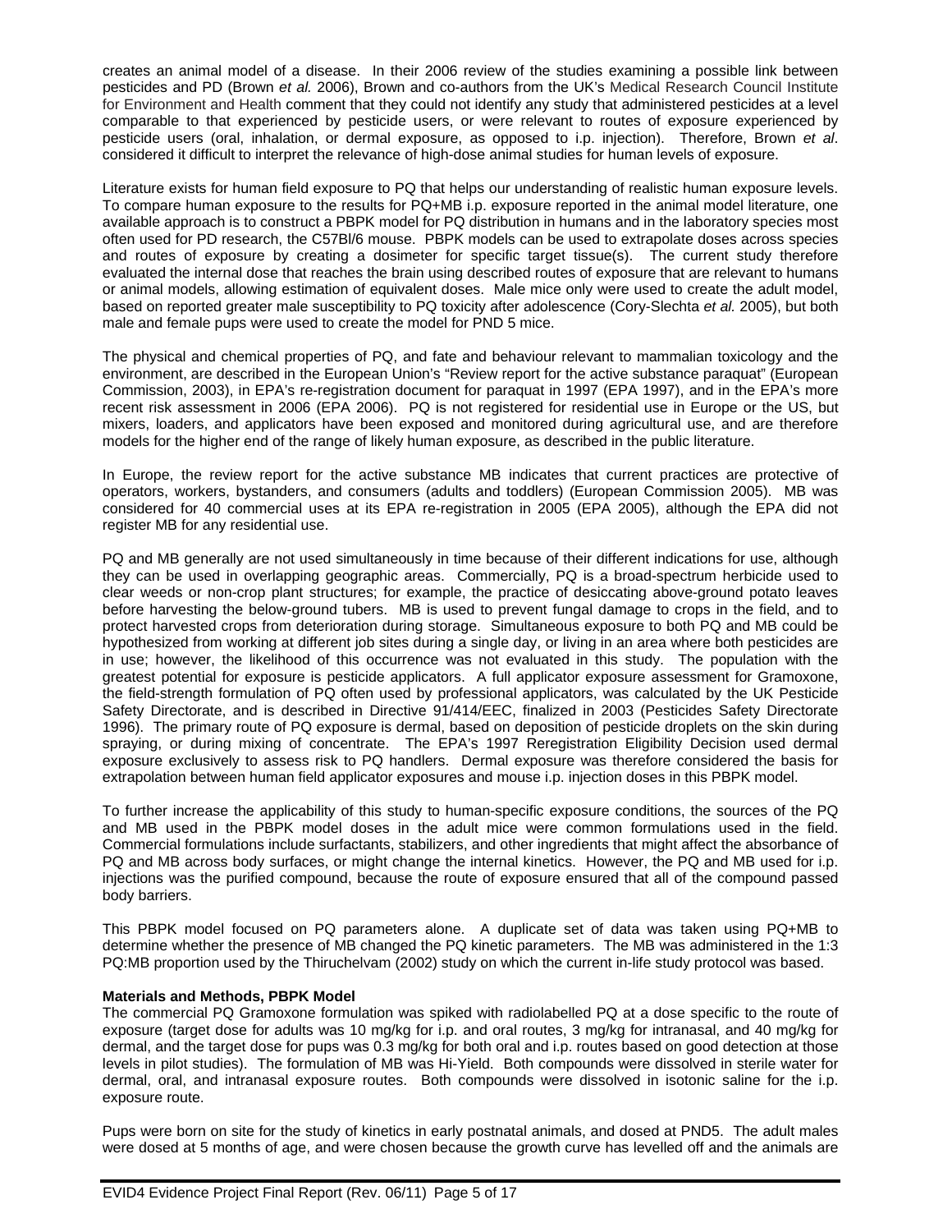creates an animal model of a disease. In their 2006 review of the studies examining a possible link between pesticides and PD (Brown *et al.* 2006), Brown and co-authors from the UK's Medical Research Council Institute for Environment and Health comment that they could not identify any study that administered pesticides at a level comparable to that experienced by pesticide users, or were relevant to routes of exposure experienced by pesticide users (oral, inhalation, or dermal exposure, as opposed to i.p. injection). Therefore, Brown *et al*. considered it difficult to interpret the relevance of high-dose animal studies for human levels of exposure.

Literature exists for human field exposure to PQ that helps our understanding of realistic human exposure levels. To compare human exposure to the results for PQ+MB i.p. exposure reported in the animal model literature, one available approach is to construct a PBPK model for PQ distribution in humans and in the laboratory species most often used for PD research, the C57Bl/6 mouse. PBPK models can be used to extrapolate doses across species and routes of exposure by creating a dosimeter for specific target tissue(s). The current study therefore evaluated the internal dose that reaches the brain using described routes of exposure that are relevant to humans or animal models, allowing estimation of equivalent doses. Male mice only were used to create the adult model, based on reported greater male susceptibility to PQ toxicity after adolescence (Cory-Slechta *et al.* 2005), but both male and female pups were used to create the model for PND 5 mice.

The physical and chemical properties of PQ, and fate and behaviour relevant to mammalian toxicology and the environment, are described in the European Union's "Review report for the active substance paraquat" (European Commission, 2003), in EPA's re-registration document for paraquat in 1997 (EPA 1997), and in the EPA's more recent risk assessment in 2006 (EPA 2006). PQ is not registered for residential use in Europe or the US, but mixers, loaders, and applicators have been exposed and monitored during agricultural use, and are therefore models for the higher end of the range of likely human exposure, as described in the public literature.

In Europe, the review report for the active substance MB indicates that current practices are protective of operators, workers, bystanders, and consumers (adults and toddlers) (European Commission 2005). MB was considered for 40 commercial uses at its EPA re-registration in 2005 (EPA 2005), although the EPA did not register MB for any residential use.

PQ and MB generally are not used simultaneously in time because of their different indications for use, although they can be used in overlapping geographic areas. Commercially, PQ is a broad-spectrum herbicide used to clear weeds or non-crop plant structures; for example, the practice of desiccating above-ground potato leaves before harvesting the below-ground tubers. MB is used to prevent fungal damage to crops in the field, and to protect harvested crops from deterioration during storage. Simultaneous exposure to both PQ and MB could be hypothesized from working at different job sites during a single day, or living in an area where both pesticides are in use; however, the likelihood of this occurrence was not evaluated in this study. The population with the greatest potential for exposure is pesticide applicators. A full applicator exposure assessment for Gramoxone, the field-strength formulation of PQ often used by professional applicators, was calculated by the UK Pesticide Safety Directorate, and is described in Directive 91/414/EEC, finalized in 2003 (Pesticides Safety Directorate 1996). The primary route of PQ exposure is dermal, based on deposition of pesticide droplets on the skin during spraying, or during mixing of concentrate. The EPA's 1997 Reregistration Eligibility Decision used dermal exposure exclusively to assess risk to PQ handlers. Dermal exposure was therefore considered the basis for extrapolation between human field applicator exposures and mouse i.p. injection doses in this PBPK model.

To further increase the applicability of this study to human-specific exposure conditions, the sources of the PQ and MB used in the PBPK model doses in the adult mice were common formulations used in the field. Commercial formulations include surfactants, stabilizers, and other ingredients that might affect the absorbance of PQ and MB across body surfaces, or might change the internal kinetics. However, the PQ and MB used for i.p. injections was the purified compound, because the route of exposure ensured that all of the compound passed body barriers.

This PBPK model focused on PQ parameters alone. A duplicate set of data was taken using PQ+MB to determine whether the presence of MB changed the PQ kinetic parameters. The MB was administered in the 1:3 PQ:MB proportion used by the Thiruchelvam (2002) study on which the current in-life study protocol was based.

**Materials and Methods, PBPK Model**

The commercial PQ Gramoxone formulation was spiked with radiolabelled PQ at a dose specific to the route of exposure (target dose for adults was 10 mg/kg for i.p. and oral routes, 3 mg/kg for intranasal, and 40 mg/kg for dermal, and the target dose for pups was 0.3 mg/kg for both oral and i.p. routes based on good detection at those levels in pilot studies). The formulation of MB was Hi-Yield. Both compounds were dissolved in sterile water for dermal, oral, and intranasal exposure routes. Both compounds were dissolved in isotonic saline for the i.p. exposure route.

Pups were born on site for the study of kinetics in early postnatal animals, and dosed at PND5. The adult males were dosed at 5 months of age, and were chosen because the growth curve has levelled off and the animals are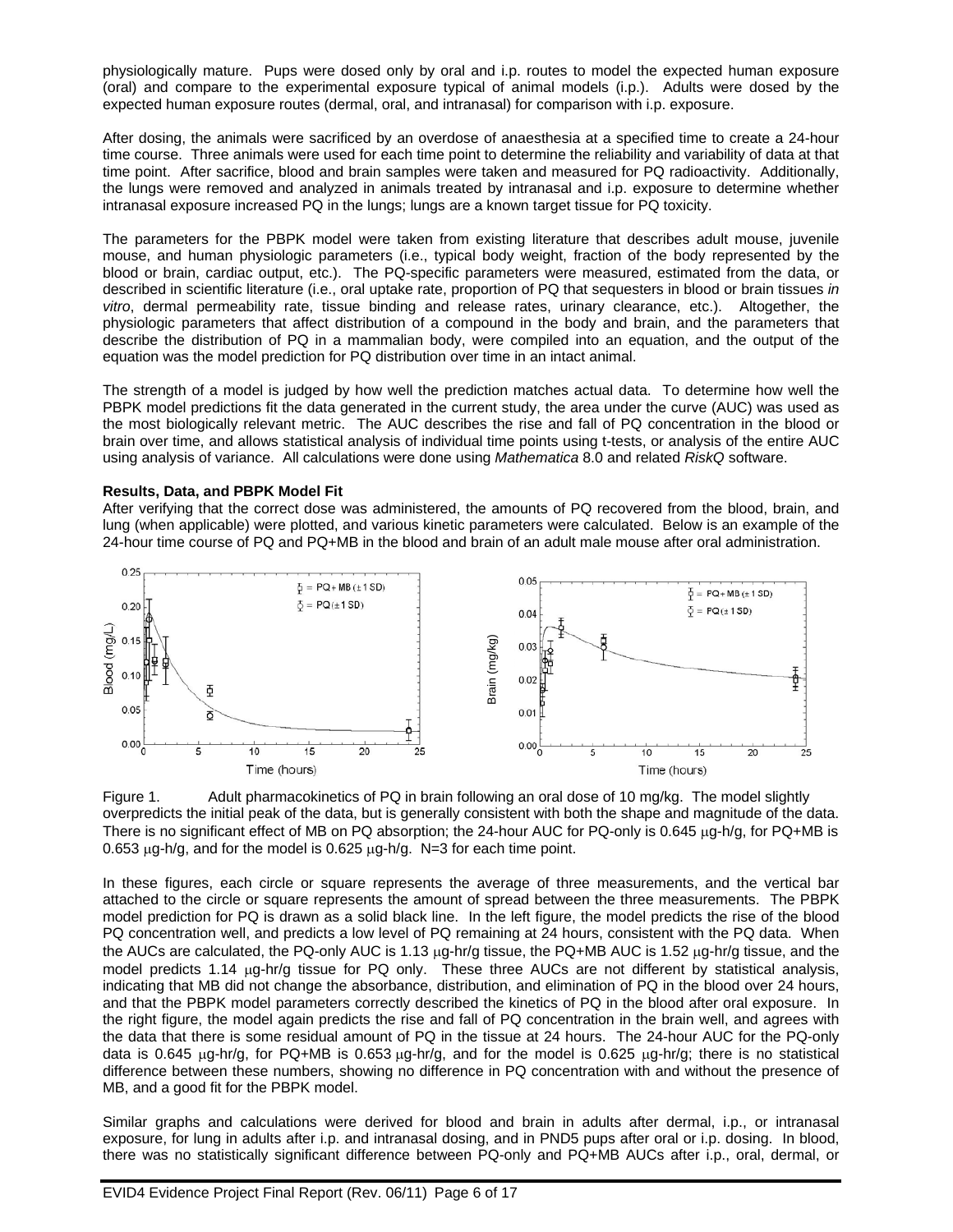physiologically mature. Pups were dosed only by oral and i.p. routes to model the expected human exposure (oral) and compare to the experimental exposure typical of animal models (i.p.). Adults were dosed by the expected human exposure routes (dermal, oral, and intranasal) for comparison with i.p. exposure.

After dosing, the animals were sacrificed by an overdose of anaesthesia at a specified time to create a 24-hour time course. Three animals were used for each time point to determine the reliability and variability of data at that time point. After sacrifice, blood and brain samples were taken and measured for PQ radioactivity. Additionally, the lungs were removed and analyzed in animals treated by intranasal and i.p. exposure to determine whether intranasal exposure increased PQ in the lungs; lungs are a known target tissue for PQ toxicity.

The parameters for the PBPK model were taken from existing literature that describes adult mouse, juvenile mouse, and human physiologic parameters (i.e., typical body weight, fraction of the body represented by the blood or brain, cardiac output, etc.). The PQ-specific parameters were measured, estimated from the data, or described in scientific literature (i.e., oral uptake rate, proportion of PQ that sequesters in blood or brain tissues *in vitro*, dermal permeability rate, tissue binding and release rates, urinary clearance, etc.). Altogether, the physiologic parameters that affect distribution of a compound in the body and brain, and the parameters that describe the distribution of PQ in a mammalian body, were compiled into an equation, and the output of the equation was the model prediction for PQ distribution over time in an intact animal.

The strength of a model is judged by how well the prediction matches actual data. To determine how well the PBPK model predictions fit the data generated in the current study, the area under the curve (AUC) was used as the most biologically relevant metric. The AUC describes the rise and fall of PQ concentration in the blood or brain over time, and allows statistical analysis of individual time points using t-tests, or analysis of the entire AUC using analysis of variance. All calculations were done using *Mathematica* 8.0 and related *RiskQ* software.

**Results, Data, and PBPK Model Fit**

After verifying that the correct dose was administered, the amounts of PQ recovered from the blood, brain, and lung (when applicable) were plotted, and various kinetic parameters were calculated. Below is an example of the 24-hour time course of PQ and PQ+MB in the blood and brain of an adult male mouse after oral administration.

Figure 1. Adult pharmacokinetics of PQ in brain following an oral dose of 10 mg/kg. The model slightly overpredicts the initial peak of the data, but is generally consistent with both the shape and magnitude of the data. There is no significant effect of MB on PQ absorption; the 24-hour AUC for PQ-only is 0.645 μg-h/g, for PQ+MB is 0.653 μg-h/g, and for the model is 0.625 μg-h/g. N=3 for each time point.

In these figures, each circle or square represents the average of three measurements, and the vertical bar attached to the circle or square represents the amount of spread between the three measurements. The PBPK model prediction for PQ is drawn as a solid black line. In the left figure, the model predicts the rise of the blood PQ concentration well, and predicts a low level of PQ remaining at 24 hours, consistent with the PQ data. When the AUCs are calculated, the PQ-only AUC is 1.13 μg-hr/g tissue, the PQ+MB AUC is 1.52 μg-hr/g tissue, and the model predicts 1.14 μg-hr/g tissue for PQ only. These three AUCs are not different by statistical analysis, indicating that MB did not change the absorbance, distribution, and elimination of PQ in the blood over 24 hours, and that the PBPK model parameters correctly described the kinetics of PQ in the blood after oral exposure. In the right figure, the model again predicts the rise and fall of PQ concentration in the brain well, and agrees with the data that there is some residual amount of PQ in the tissue at 24 hours. The 24-hour AUC for the PQ-only data is 0.645 μg-hr/g, for PQ+MB is 0.653 μg-hr/g, and for the model is 0.625 μg-hr/g; there is no statistical difference between these numbers, showing no difference in PQ concentration with and without the presence of MB, and a good fit for the PBPK model.

Similar graphs and calculations were derived for blood and brain in adults after dermal, i.p., or intranasal exposure, for lung in adults after i.p. and intranasal dosing, and in PND5 pups after oral or i.p. dosing. In blood, there was no statistically significant difference between PQ-only and PQ+MB AUCs after i.p., oral, dermal, or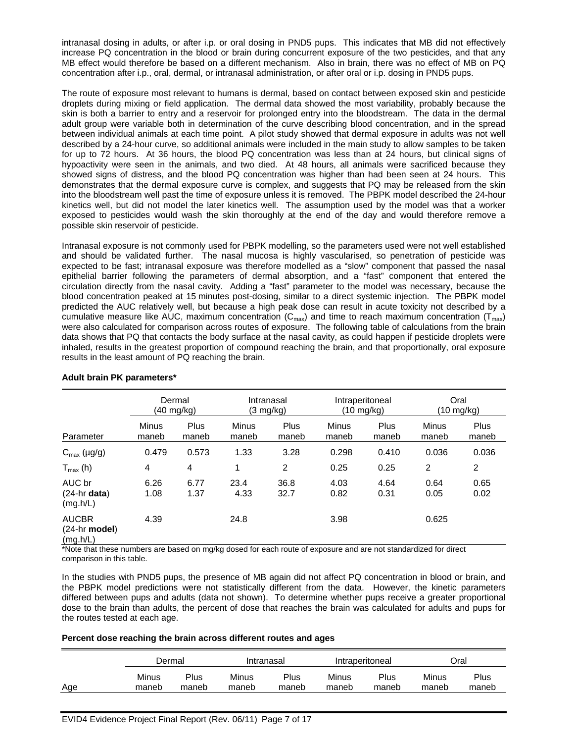intranasal dosing in adults, or after i.p. or oral dosing in PND5 pups. This indicates that MB did not effectively increase PQ concentration in the blood or brain during concurrent exposure of the two pesticides, and that any MB effect would therefore be based on a different mechanism. Also in brain, there was no effect of MB on PQ concentration after i.p., oral, dermal, or intranasal administration, or after oral or i.p. dosing in PND5 pups.

The route of exposure most relevant to humans is dermal, based on contact between exposed skin and pesticide droplets during mixing or field application. The dermal data showed the most variability, probably because the skin is both a barrier to entry and a reservoir for prolonged entry into the bloodstream. The data in the dermal adult group were variable both in determination of the curve describing blood concentration, and in the spread between individual animals at each time point. A pilot study showed that dermal exposure in adults was not well described by a 24-hour curve, so additional animals were included in the main study to allow samples to be taken for up to 72 hours. At 36 hours, the blood PQ concentration was less than at 24 hours, but clinical signs of hypoactivity were seen in the animals, and two died. At 48 hours, all animals were sacrificed because they showed signs of distress, and the blood PQ concentration was higher than had been seen at 24 hours. This demonstrates that the dermal exposure curve is complex, and suggests that PQ may be released from the skin into the bloodstream well past the time of exposure unless it is removed. The PBPK model described the 24-hour kinetics well, but did not model the later kinetics well. The assumption used by the model was that a worker exposed to pesticides would wash the skin thoroughly at the end of the day and would therefore remove a possible skin reservoir of pesticide.

Intranasal exposure is not commonly used for PBPK modelling, so the parameters used were not well established and should be validated further. The nasal mucosa is highly vascularised, so penetration of pesticide was expected to be fast; intranasal exposure was therefore modelled as a "slow" component that passed the nasal epithelial barrier following the parameters of dermal absorption, and a "fast" component that entered the circulation directly from the nasal cavity. Adding a "fast" parameter to the model was necessary, because the blood concentration peaked at 15 minutes post-dosing, similar to a direct systemic injection. The PBPK model predicted the AUC relatively well, but because a high peak dose can result in acute toxicity not described by a cumulative measure like AUC, maximum concentration ($C_{max}$) and time to reach maximum concentration ($T_{max}$) were also calculated for comparison across routes of exposure. The following table of calculations from the brain data shows that PQ that contacts the body surface at the nasal cavity, as could happen if pesticide droplets were inhaled, results in the greatest proportion of compound reaching the brain, and that proportionally, oral exposure results in the least amount of PQ reaching the brain.

**Adult brain PK parameters***

| | Dermal (40 mg/kg) | | Intranasal (3 mg/kg) | | Intraperitoneal (10 mg/kg) | | Oral (10 mg/kg) | |
|---|---|---|---|---|---|---|---|---|
| Parameter | Minus maneb | Plus maneb | Minus maneb | Plus maneb | Minus maneb | Plus maneb | Minus maneb | Plus maneb |
| $C_{max}$ (µg/g) | 0.479 | 0.573 | 1.33 | 3.28 | 0.298 | 0.410 | 0.036 | 0.036 |
| $T_{max}$ (h) | 4 | 4 | 1 | 2 | 0.25 | 0.25 | 2 | 2 |
| AUC br (24-hr **data**) (mg.h/L) | 6.26<br>1.08 | 6.77<br>1.37 | 23.4<br>4.33 | 36.8<br>32.7 | 4.03<br>0.82 | 4.64<br>0.31 | 0.64<br>0.05 | 0.65<br>0.02 |
| AUCBR (24-hr **model**) (mg.h/L) | 4.39 | | 24.8 | | 3.98 | | 0.625 | |

*Note that these numbers are based on mg/kg dosed for each route of exposure and are not standardized for direct comparison in this table.

In the studies with PND5 pups, the presence of MB again did not affect PQ concentration in blood or brain, and the PBPK model predictions were not statistically different from the data. However, the kinetic parameters differed between pups and adults (data not shown). To determine whether pups receive a greater proportional dose to the brain than adults, the percent of dose that reaches the brain was calculated for adults and pups for the routes tested at each age.

**Percent dose reaching the brain across different routes and ages**

| | Dermal | | Intranasal | | Intraperitoneal | | Oral | |
|---|---|---|---|---|---|---|---|---|
| Age | Minus maneb | Plus maneb | Minus maneb | Plus maneb | Minus maneb | Plus maneb | Minus maneb | Plus maneb |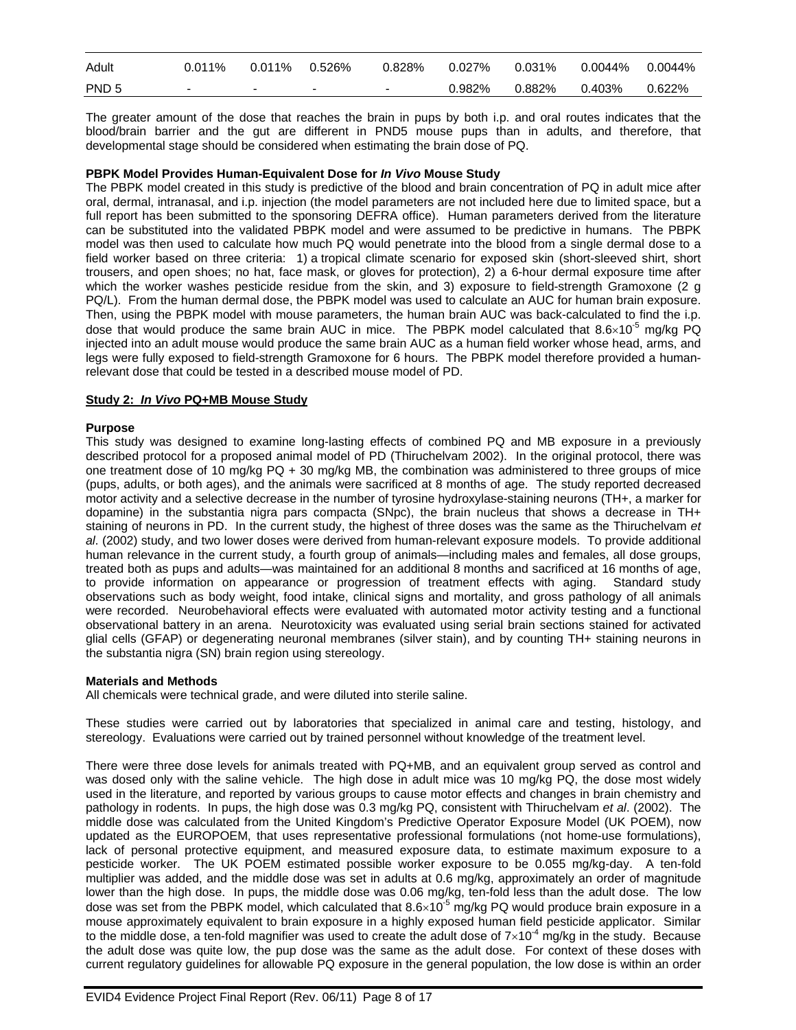| Adult | 0.011% | 0.011% | 0.526% | 0.828% | 0.027% | 0.031% | 0.0044% | 0.0044% |
|---|---|---|---|---|---|---|---|---|
| PND 5 | - | - | - | - | 0.982% | 0.882% | 0.403% | 0.622% |

The greater amount of the dose that reaches the brain in pups by both i.p. and oral routes indicates that the blood/brain barrier and the gut are different in PND5 mouse pups than in adults, and therefore, that developmental stage should be considered when estimating the brain dose of PQ.

**PBPK Model Provides Human-Equivalent Dose for *In Vivo* Mouse Study**

The PBPK model created in this study is predictive of the blood and brain concentration of PQ in adult mice after oral, dermal, intranasal, and i.p. injection (the model parameters are not included here due to limited space, but a full report has been submitted to the sponsoring DEFRA office). Human parameters derived from the literature can be substituted into the validated PBPK model and were assumed to be predictive in humans. The PBPK model was then used to calculate how much PQ would penetrate into the blood from a single dermal dose to a field worker based on three criteria: 1) a tropical climate scenario for exposed skin (short-sleeved shirt, short trousers, and open shoes; no hat, face mask, or gloves for protection), 2) a 6-hour dermal exposure time after which the worker washes pesticide residue from the skin, and 3) exposure to field-strength Gramoxone (2 g PQ/L). From the human dermal dose, the PBPK model was used to calculate an AUC for human brain exposure. Then, using the PBPK model with mouse parameters, the human brain AUC was back-calculated to find the i.p. dose that would produce the same brain AUC in mice. The PBPK model calculated that $8.6 \times 10^{-5}$ mg/kg PQ injected into an adult mouse would produce the same brain AUC as a human field worker whose head, arms, and legs were fully exposed to field-strength Gramoxone for 6 hours. The PBPK model therefore provided a human-relevant dose that could be tested in a described mouse model of PD.

## Study 2: *In Vivo* PQ+MB Mouse Study

**Purpose**

This study was designed to examine long-lasting effects of combined PQ and MB exposure in a previously described protocol for a proposed animal model of PD (Thiruchelvam 2002). In the original protocol, there was one treatment dose of 10 mg/kg PQ + 30 mg/kg MB, the combination was administered to three groups of mice (pups, adults, or both ages), and the animals were sacrificed at 8 months of age. The study reported decreased motor activity and a selective decrease in the number of tyrosine hydroxylase-staining neurons (TH+, a marker for dopamine) in the substantia nigra pars compacta (SNpc), the brain nucleus that shows a decrease in TH+ staining of neurons in PD. In the current study, the highest of three doses was the same as the Thiruchelvam *et al*. (2002) study, and two lower doses were derived from human-relevant exposure models. To provide additional human relevance in the current study, a fourth group of animals—including males and females, all dose groups, treated both as pups and adults—was maintained for an additional 8 months and sacrificed at 16 months of age, to provide information on appearance or progression of treatment effects with aging. Standard study observations such as body weight, food intake, clinical signs and mortality, and gross pathology of all animals were recorded. Neurobehavioral effects were evaluated with automated motor activity testing and a functional observational battery in an arena. Neurotoxicity was evaluated using serial brain sections stained for activated glial cells (GFAP) or degenerating neuronal membranes (silver stain), and by counting TH+ staining neurons in the substantia nigra (SN) brain region using stereology.

**Materials and Methods**

All chemicals were technical grade, and were diluted into sterile saline.

These studies were carried out by laboratories that specialized in animal care and testing, histology, and stereology. Evaluations were carried out by trained personnel without knowledge of the treatment level.

There were three dose levels for animals treated with PQ+MB, and an equivalent group served as control and was dosed only with the saline vehicle. The high dose in adult mice was 10 mg/kg PQ, the dose most widely used in the literature, and reported by various groups to cause motor effects and changes in brain chemistry and pathology in rodents. In pups, the high dose was 0.3 mg/kg PQ, consistent with Thiruchelvam *et al*. (2002). The middle dose was calculated from the United Kingdom's Predictive Operator Exposure Model (UK POEM), now updated as the EUROPOEM, that uses representative professional formulations (not home-use formulations), lack of personal protective equipment, and measured exposure data, to estimate maximum exposure to a pesticide worker. The UK POEM estimated possible worker exposure to be 0.055 mg/kg-day. A ten-fold multiplier was added, and the middle dose was set in adults at 0.6 mg/kg, approximately an order of magnitude lower than the high dose. In pups, the middle dose was 0.06 mg/kg, ten-fold less than the adult dose. The low dose was set from the PBPK model, which calculated that $8.6 \times 10^{-5}$ mg/kg PQ would produce brain exposure in a mouse approximately equivalent to brain exposure in a highly exposed human field pesticide applicator. Similar to the middle dose, a ten-fold magnifier was used to create the adult dose of $7 \times 10^{-4}$ mg/kg in the study. Because the adult dose was quite low, the pup dose was the same as the adult dose. For context of these doses with current regulatory guidelines for allowable PQ exposure in the general population, the low dose is within an order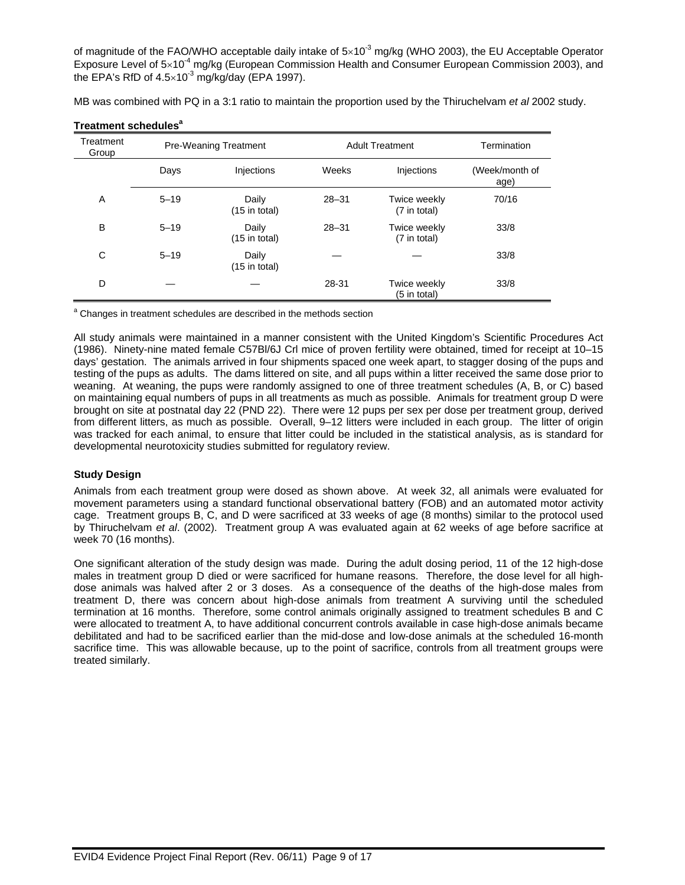of magnitude of the FAO/WHO acceptable daily intake of $5\times10^{-3}$ mg/kg (WHO 2003), the EU Acceptable Operator Exposure Level of $5\times10^{-4}$ mg/kg (European Commission Health and Consumer European Commission 2003), and the EPA's RfD of $4.5\times10^{-3}$ mg/kg/day (EPA 1997).

MB was combined with PQ in a 3:1 ratio to maintain the proportion used by the Thiruchelvam *et al* 2002 study.

**Treatment schedules[a]**

| Treatment Group | Pre-Weaning Treatment | | Adult Treatment | | Termination |
|---|---|---|---|---|---|
| | Days | Injections | Weeks | Injections | (Week/month of age) |
| A | 5–19 | Daily (15 in total) | 28–31 | Twice weekly (7 in total) | 70/16 |
| B | 5–19 | Daily (15 in total) | 28–31 | Twice weekly (7 in total) | 33/8 |
| C | 5–19 | Daily (15 in total) | — | — | 33/8 |
| D | — | — | 28-31 | Twice weekly (5 in total) | 33/8 |

[a] Changes in treatment schedules are described in the methods section

All study animals were maintained in a manner consistent with the United Kingdom's Scientific Procedures Act (1986). Ninety-nine mated female C57Bl/6J Crl mice of proven fertility were obtained, timed for receipt at 10–15 days' gestation. The animals arrived in four shipments spaced one week apart, to stagger dosing of the pups and testing of the pups as adults. The dams littered on site, and all pups within a litter received the same dose prior to weaning. At weaning, the pups were randomly assigned to one of three treatment schedules (A, B, or C) based on maintaining equal numbers of pups in all treatments as much as possible. Animals for treatment group D were brought on site at postnatal day 22 (PND 22). There were 12 pups per sex per dose per treatment group, derived from different litters, as much as possible. Overall, 9–12 litters were included in each group. The litter of origin was tracked for each animal, to ensure that litter could be included in the statistical analysis, as is standard for developmental neurotoxicity studies submitted for regulatory review.

### Study Design

Animals from each treatment group were dosed as shown above. At week 32, all animals were evaluated for movement parameters using a standard functional observational battery (FOB) and an automated motor activity cage. Treatment groups B, C, and D were sacrificed at 33 weeks of age (8 months) similar to the protocol used by Thiruchelvam *et al*. (2002). Treatment group A was evaluated again at 62 weeks of age before sacrifice at week 70 (16 months).

One significant alteration of the study design was made. During the adult dosing period, 11 of the 12 high-dose males in treatment group D died or were sacrificed for humane reasons. Therefore, the dose level for all high-dose animals was halved after 2 or 3 doses. As a consequence of the deaths of the high-dose males from treatment D, there was concern about high-dose animals from treatment A surviving until the scheduled termination at 16 months. Therefore, some control animals originally assigned to treatment schedules B and C were allocated to treatment A, to have additional concurrent controls available in case high-dose animals became debilitated and had to be sacrificed earlier than the mid-dose and low-dose animals at the scheduled 16-month sacrifice time. This was allowable because, up to the point of sacrifice, controls from all treatment groups were treated similarly.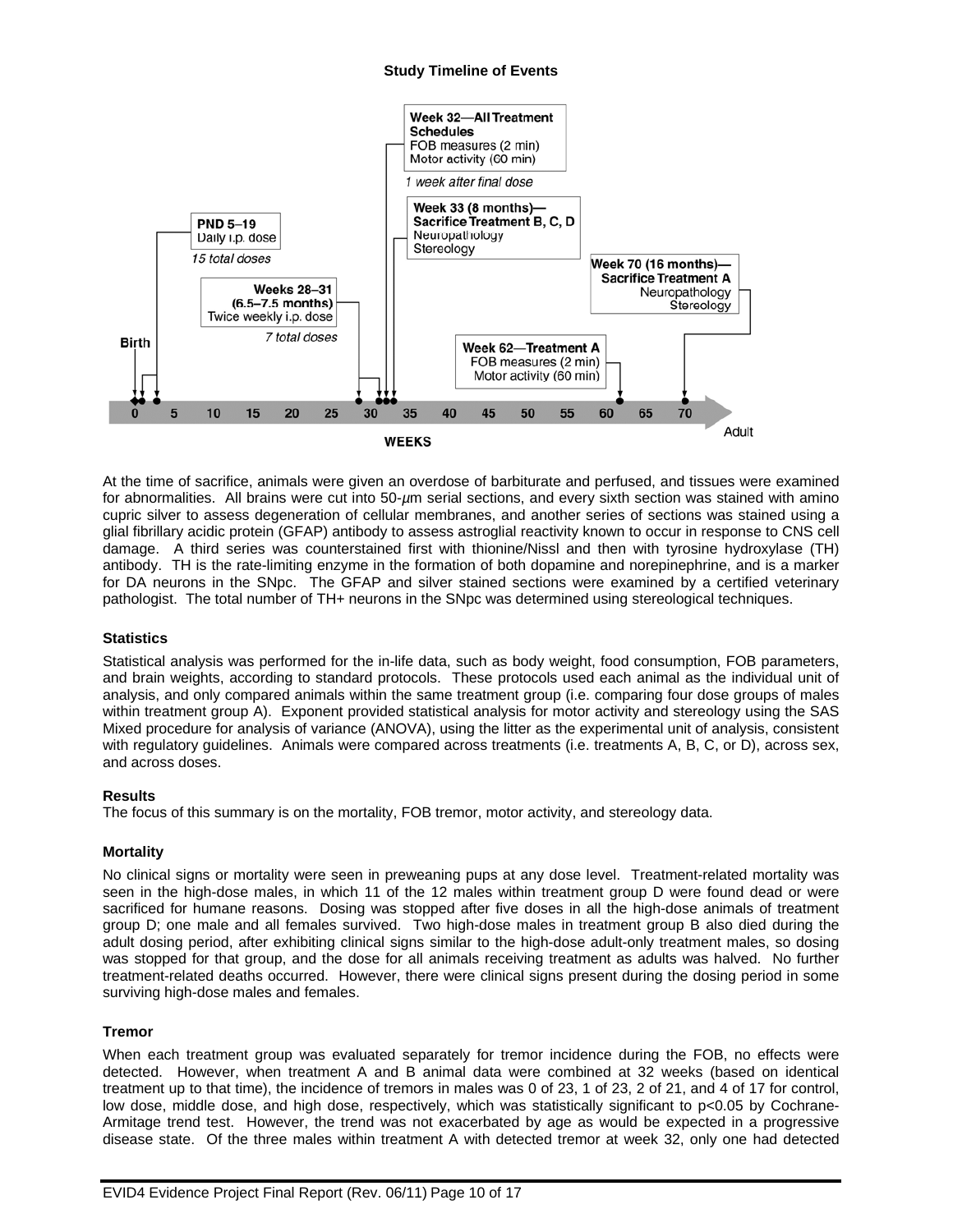**Study Timeline of Events**

Week 32—All Treatment Schedules
FOB measures (2 min)
Motor activity (60 min)

1 week after final dose

Week 33 (8 months)—Sacrifice Treatment B, C, D
Neuropathology
Stereology

PND 5–19
Daily i.p. dose

15 total doses

Week 70 (16 months)—Sacrifice Treatment A
Neuropathology
Stereology

Weeks 28–31 (6.5–7.5 months)
Twice weekly i.p. dose

7 total doses

Birth

Week 62—Treatment A
FOB measures (2 min)
Motor activity (60 min)

0 5 10 15 20 25 30 35 40 45 50 55 60 65 70

WEEKS

Adult

At the time of sacrifice, animals were given an overdose of barbiturate and perfused, and tissues were examined for abnormalities. All brains were cut into 50-$\mu$m serial sections, and every sixth section was stained with amino cupric silver to assess degeneration of cellular membranes, and another series of sections was stained using a glial fibrillary acidic protein (GFAP) antibody to assess astroglial reactivity known to occur in response to CNS cell damage. A third series was counterstained first with thionine/Nissl and then with tyrosine hydroxylase (TH) antibody. TH is the rate-limiting enzyme in the formation of both dopamine and norepinephrine, and is a marker for DA neurons in the SNpc. The GFAP and silver stained sections were examined by a certified veterinary pathologist. The total number of TH+ neurons in the SNpc was determined using stereological techniques.

### Statistics

Statistical analysis was performed for the in-life data, such as body weight, food consumption, FOB parameters, and brain weights, according to standard protocols. These protocols used each animal as the individual unit of analysis, and only compared animals within the same treatment group (i.e. comparing four dose groups of males within treatment group A). Exponent provided statistical analysis for motor activity and stereology using the SAS Mixed procedure for analysis of variance (ANOVA), using the litter as the experimental unit of analysis, consistent with regulatory guidelines. Animals were compared across treatments (i.e. treatments A, B, C, or D), across sex, and across doses.

### Results

The focus of this summary is on the mortality, FOB tremor, motor activity, and stereology data.

### Mortality

No clinical signs or mortality were seen in preweaning pups at any dose level. Treatment-related mortality was seen in the high-dose males, in which 11 of the 12 males within treatment group D were found dead or were sacrificed for humane reasons. Dosing was stopped after five doses in all the high-dose animals of treatment group D; one male and all females survived. Two high-dose males in treatment group B also died during the adult dosing period, after exhibiting clinical signs similar to the high-dose adult-only treatment males, so dosing was stopped for that group, and the dose for all animals receiving treatment as adults was halved. No further treatment-related deaths occurred. However, there were clinical signs present during the dosing period in some surviving high-dose males and females.

### Tremor

When each treatment group was evaluated separately for tremor incidence during the FOB, no effects were detected. However, when treatment A and B animal data were combined at 32 weeks (based on identical treatment up to that time), the incidence of tremors in males was 0 of 23, 1 of 23, 2 of 21, and 4 of 17 for control, low dose, middle dose, and high dose, respectively, which was statistically significant to $p<0.05$ by Cochrane-Armitage trend test. However, the trend was not exacerbated by age as would be expected in a progressive disease state. Of the three males within treatment A with detected tremor at week 32, only one had detected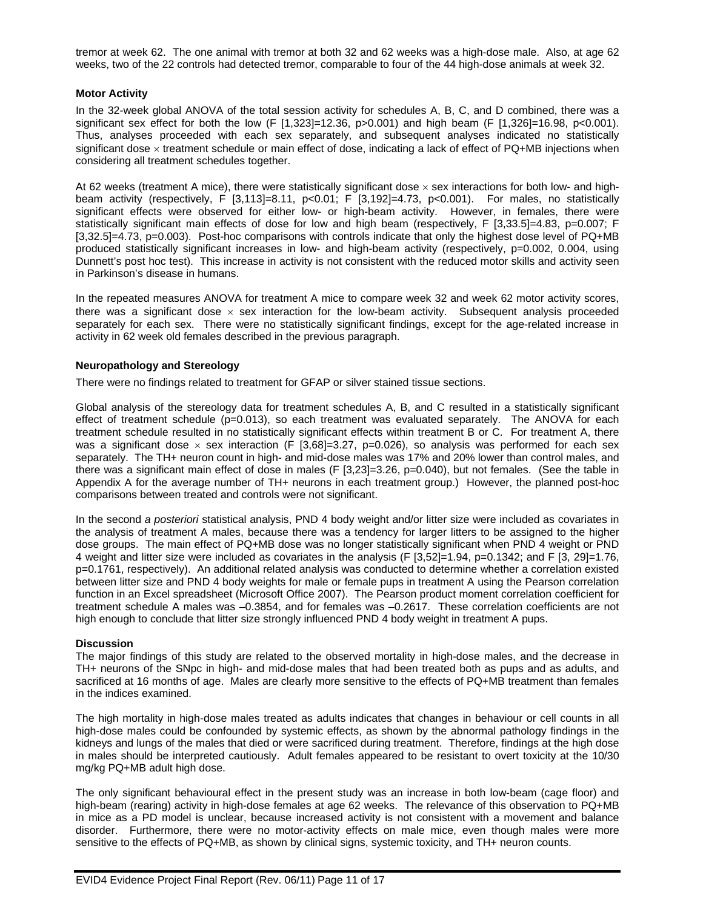tremor at week 62. The one animal with tremor at both 32 and 62 weeks was a high-dose male. Also, at age 62 weeks, two of the 22 controls had detected tremor, comparable to four of the 44 high-dose animals at week 32.

**Motor Activity**

In the 32-week global ANOVA of the total session activity for schedules A, B, C, and D combined, there was a significant sex effect for both the low ($F[1,323]=12.36$, $p>0.001$) and high beam ($F[1,326]=16.98$, $p<0.001$). Thus, analyses proceeded with each sex separately, and subsequent analyses indicated no statistically significant dose $\times$ treatment schedule or main effect of dose, indicating a lack of effect of PQ+MB injections when considering all treatment schedules together.

At 62 weeks (treatment A mice), there were statistically significant dose $\times$ sex interactions for both low- and high-beam activity (respectively, $F[3,113]=8.11$, $p<0.01$; $F[3,192]=4.73$, $p<0.001$). For males, no statistically significant effects were observed for either low- or high-beam activity. However, in females, there were statistically significant main effects of dose for low and high beam (respectively, $F[3,33.5]=4.83$, $p=0.007$; $F[3,32.5]=4.73$, $p=0.003$). Post-hoc comparisons with controls indicate that only the highest dose level of PQ+MB produced statistically significant increases in low- and high-beam activity (respectively, $p=0.002$, $0.004$, using Dunnett's post hoc test). This increase in activity is not consistent with the reduced motor skills and activity seen in Parkinson's disease in humans.

In the repeated measures ANOVA for treatment A mice to compare week 32 and week 62 motor activity scores, there was a significant dose $\times$ sex interaction for the low-beam activity. Subsequent analysis proceeded separately for each sex. There were no statistically significant findings, except for the age-related increase in activity in 62 week old females described in the previous paragraph.

**Neuropathology and Stereology**

There were no findings related to treatment for GFAP or silver stained tissue sections.

Global analysis of the stereology data for treatment schedules A, B, and C resulted in a statistically significant effect of treatment schedule ($p=0.013$), so each treatment was evaluated separately. The ANOVA for each treatment schedule resulted in no statistically significant effects within treatment B or C. For treatment A, there was a significant dose $\times$ sex interaction ($F[3,68]=3.27$, $p=0.026$), so analysis was performed for each sex separately. The TH+ neuron count in high- and mid-dose males was 17% and 20% lower than control males, and there was a significant main effect of dose in males ($F[3,23]=3.26$, $p=0.040$), but not females. (See the table in Appendix A for the average number of TH+ neurons in each treatment group.) However, the planned post-hoc comparisons between treated and controls were not significant.

In the second *a posteriori* statistical analysis, PND 4 body weight and/or litter size were included as covariates in the analysis of treatment A males, because there was a tendency for larger litters to be assigned to the higher dose groups. The main effect of PQ+MB dose was no longer statistically significant when PND 4 weight or PND 4 weight and litter size were included as covariates in the analysis ($F[3,52]=1.94$, $p=0.1342$; and $F[3, 29]=1.76$, $p=0.1761$, respectively). An additional related analysis was conducted to determine whether a correlation existed between litter size and PND 4 body weights for male or female pups in treatment A using the Pearson correlation function in an Excel spreadsheet (Microsoft Office 2007). The Pearson product moment correlation coefficient for treatment schedule A males was –0.3854, and for females was –0.2617. These correlation coefficients are not high enough to conclude that litter size strongly influenced PND 4 body weight in treatment A pups.

**Discussion**

The major findings of this study are related to the observed mortality in high-dose males, and the decrease in TH+ neurons of the SNpc in high- and mid-dose males that had been treated both as pups and as adults, and sacrificed at 16 months of age. Males are clearly more sensitive to the effects of PQ+MB treatment than females in the indices examined.

The high mortality in high-dose males treated as adults indicates that changes in behaviour or cell counts in all high-dose males could be confounded by systemic effects, as shown by the abnormal pathology findings in the kidneys and lungs of the males that died or were sacrificed during treatment. Therefore, findings at the high dose in males should be interpreted cautiously. Adult females appeared to be resistant to overt toxicity at the 10/30 mg/kg PQ+MB adult high dose.

The only significant behavioural effect in the present study was an increase in both low-beam (cage floor) and high-beam (rearing) activity in high-dose females at age 62 weeks. The relevance of this observation to PQ+MB in mice as a PD model is unclear, because increased activity is not consistent with a movement and balance disorder. Furthermore, there were no motor-activity effects on male mice, even though males were more sensitive to the effects of PQ+MB, as shown by clinical signs, systemic toxicity, and TH+ neuron counts.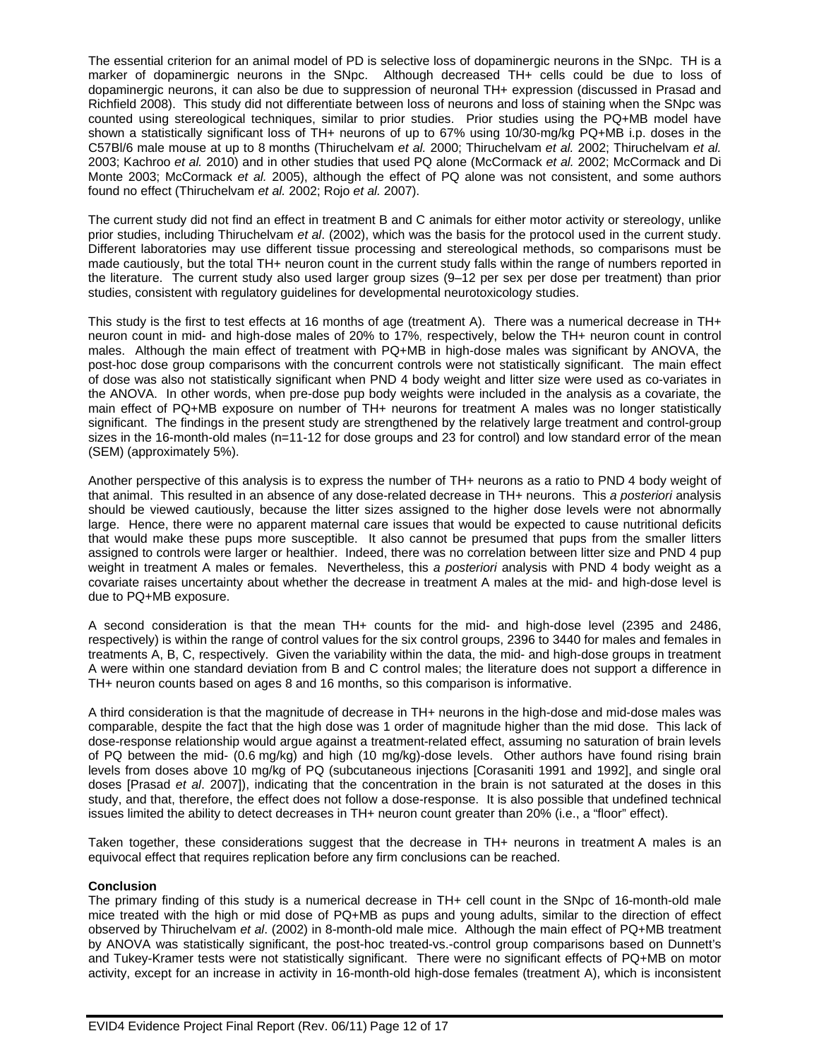The essential criterion for an animal model of PD is selective loss of dopaminergic neurons in the SNpc. TH is a marker of dopaminergic neurons in the SNpc. Although decreased TH+ cells could be due to loss of dopaminergic neurons, it can also be due to suppression of neuronal TH+ expression (discussed in Prasad and Richfield 2008). This study did not differentiate between loss of neurons and loss of staining when the SNpc was counted using stereological techniques, similar to prior studies. Prior studies using the PQ+MB model have shown a statistically significant loss of TH+ neurons of up to 67% using 10/30-mg/kg PQ+MB i.p. doses in the C57Bl/6 male mouse at up to 8 months (Thiruchelvam *et al.* 2000; Thiruchelvam *et al.* 2002; Thiruchelvam *et al.* 2003; Kachroo *et al.* 2010) and in other studies that used PQ alone (McCormack *et al.* 2002; McCormack and Di Monte 2003; McCormack *et al.* 2005), although the effect of PQ alone was not consistent, and some authors found no effect (Thiruchelvam *et al.* 2002; Rojo *et al.* 2007).

The current study did not find an effect in treatment B and C animals for either motor activity or stereology, unlike prior studies, including Thiruchelvam *et al*. (2002), which was the basis for the protocol used in the current study. Different laboratories may use different tissue processing and stereological methods, so comparisons must be made cautiously, but the total TH+ neuron count in the current study falls within the range of numbers reported in the literature. The current study also used larger group sizes (9–12 per sex per dose per treatment) than prior studies, consistent with regulatory guidelines for developmental neurotoxicology studies.

This study is the first to test effects at 16 months of age (treatment A). There was a numerical decrease in TH+ neuron count in mid- and high-dose males of 20% to 17%, respectively, below the TH+ neuron count in control males. Although the main effect of treatment with PQ+MB in high-dose males was significant by ANOVA, the post-hoc dose group comparisons with the concurrent controls were not statistically significant. The main effect of dose was also not statistically significant when PND 4 body weight and litter size were used as co-variates in the ANOVA. In other words, when pre-dose pup body weights were included in the analysis as a covariate, the main effect of PQ+MB exposure on number of TH+ neurons for treatment A males was no longer statistically significant. The findings in the present study are strengthened by the relatively large treatment and control-group sizes in the 16-month-old males (n=11-12 for dose groups and 23 for control) and low standard error of the mean (SEM) (approximately 5%).

Another perspective of this analysis is to express the number of TH+ neurons as a ratio to PND 4 body weight of that animal. This resulted in an absence of any dose-related decrease in TH+ neurons. This *a posteriori* analysis should be viewed cautiously, because the litter sizes assigned to the higher dose levels were not abnormally large. Hence, there were no apparent maternal care issues that would be expected to cause nutritional deficits that would make these pups more susceptible. It also cannot be presumed that pups from the smaller litters assigned to controls were larger or healthier. Indeed, there was no correlation between litter size and PND 4 pup weight in treatment A males or females. Nevertheless, this *a posteriori* analysis with PND 4 body weight as a covariate raises uncertainty about whether the decrease in treatment A males at the mid- and high-dose level is due to PQ+MB exposure.

A second consideration is that the mean TH+ counts for the mid- and high-dose level (2395 and 2486, respectively) is within the range of control values for the six control groups, 2396 to 3440 for males and females in treatments A, B, C, respectively. Given the variability within the data, the mid- and high-dose groups in treatment A were within one standard deviation from B and C control males; the literature does not support a difference in TH+ neuron counts based on ages 8 and 16 months, so this comparison is informative.

A third consideration is that the magnitude of decrease in TH+ neurons in the high-dose and mid-dose males was comparable, despite the fact that the high dose was 1 order of magnitude higher than the mid dose. This lack of dose-response relationship would argue against a treatment-related effect, assuming no saturation of brain levels of PQ between the mid- (0.6 mg/kg) and high (10 mg/kg)-dose levels. Other authors have found rising brain levels from doses above 10 mg/kg of PQ (subcutaneous injections [Corasaniti 1991 and 1992], and single oral doses [Prasad *et al*. 2007]), indicating that the concentration in the brain is not saturated at the doses in this study, and that, therefore, the effect does not follow a dose-response. It is also possible that undefined technical issues limited the ability to detect decreases in TH+ neuron count greater than 20% (i.e., a "floor" effect).

Taken together, these considerations suggest that the decrease in TH+ neurons in treatment A males is an equivocal effect that requires replication before any firm conclusions can be reached.

**Conclusion**

The primary finding of this study is a numerical decrease in TH+ cell count in the SNpc of 16-month-old male mice treated with the high or mid dose of PQ+MB as pups and young adults, similar to the direction of effect observed by Thiruchelvam *et al*. (2002) in 8-month-old male mice. Although the main effect of PQ+MB treatment by ANOVA was statistically significant, the post-hoc treated-vs.-control group comparisons based on Dunnett's and Tukey-Kramer tests were not statistically significant. There were no significant effects of PQ+MB on motor activity, except for an increase in activity in 16-month-old high-dose females (treatment A), which is inconsistent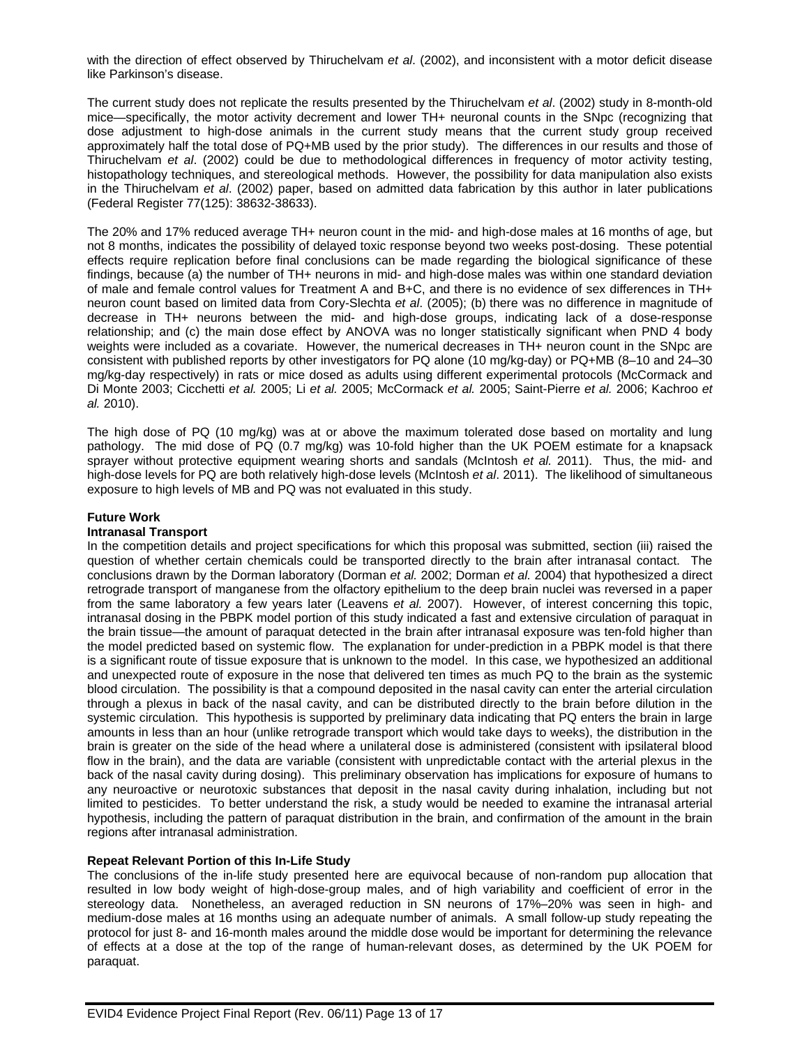with the direction of effect observed by Thiruchelvam *et al*. (2002), and inconsistent with a motor deficit disease like Parkinson's disease.

The current study does not replicate the results presented by the Thiruchelvam *et al*. (2002) study in 8-month-old mice—specifically, the motor activity decrement and lower TH+ neuronal counts in the SNpc (recognizing that dose adjustment to high-dose animals in the current study means that the current study group received approximately half the total dose of PQ+MB used by the prior study). The differences in our results and those of Thiruchelvam *et al*. (2002) could be due to methodological differences in frequency of motor activity testing, histopathology techniques, and stereological methods. However, the possibility for data manipulation also exists in the Thiruchelvam *et al*. (2002) paper, based on admitted data fabrication by this author in later publications (Federal Register 77(125): 38632-38633).

The 20% and 17% reduced average TH+ neuron count in the mid- and high-dose males at 16 months of age, but not 8 months, indicates the possibility of delayed toxic response beyond two weeks post-dosing. These potential effects require replication before final conclusions can be made regarding the biological significance of these findings, because (a) the number of TH+ neurons in mid- and high-dose males was within one standard deviation of male and female control values for Treatment A and B+C, and there is no evidence of sex differences in TH+ neuron count based on limited data from Cory-Slechta *et al*. (2005); (b) there was no difference in magnitude of decrease in TH+ neurons between the mid- and high-dose groups, indicating lack of a dose-response relationship; and (c) the main dose effect by ANOVA was no longer statistically significant when PND 4 body weights were included as a covariate. However, the numerical decreases in TH+ neuron count in the SNpc are consistent with published reports by other investigators for PQ alone (10 mg/kg-day) or PQ+MB (8–10 and 24–30 mg/kg-day respectively) in rats or mice dosed as adults using different experimental protocols (McCormack and Di Monte 2003; Cicchetti *et al.* 2005; Li *et al.* 2005; McCormack *et al.* 2005; Saint-Pierre *et al.* 2006; Kachroo *et al.* 2010).

The high dose of PQ (10 mg/kg) was at or above the maximum tolerated dose based on mortality and lung pathology. The mid dose of PQ (0.7 mg/kg) was 10-fold higher than the UK POEM estimate for a knapsack sprayer without protective equipment wearing shorts and sandals (McIntosh *et al.* 2011). Thus, the mid- and high-dose levels for PQ are both relatively high-dose levels (McIntosh *et al*. 2011). The likelihood of simultaneous exposure to high levels of MB and PQ was not evaluated in this study.

**Future Work**

**Intranasal Transport**

In the competition details and project specifications for which this proposal was submitted, section (iii) raised the question of whether certain chemicals could be transported directly to the brain after intranasal contact. The conclusions drawn by the Dorman laboratory (Dorman *et al.* 2002; Dorman *et al.* 2004) that hypothesized a direct retrograde transport of manganese from the olfactory epithelium to the deep brain nuclei was reversed in a paper from the same laboratory a few years later (Leavens *et al.* 2007). However, of interest concerning this topic, intranasal dosing in the PBPK model portion of this study indicated a fast and extensive circulation of paraquat in the brain tissue—the amount of paraquat detected in the brain after intranasal exposure was ten-fold higher than the model predicted based on systemic flow. The explanation for under-prediction in a PBPK model is that there is a significant route of tissue exposure that is unknown to the model. In this case, we hypothesized an additional and unexpected route of exposure in the nose that delivered ten times as much PQ to the brain as the systemic blood circulation. The possibility is that a compound deposited in the nasal cavity can enter the arterial circulation through a plexus in back of the nasal cavity, and can be distributed directly to the brain before dilution in the systemic circulation. This hypothesis is supported by preliminary data indicating that PQ enters the brain in large amounts in less than an hour (unlike retrograde transport which would take days to weeks), the distribution in the brain is greater on the side of the head where a unilateral dose is administered (consistent with ipsilateral blood flow in the brain), and the data are variable (consistent with unpredictable contact with the arterial plexus in the back of the nasal cavity during dosing). This preliminary observation has implications for exposure of humans to any neuroactive or neurotoxic substances that deposit in the nasal cavity during inhalation, including but not limited to pesticides. To better understand the risk, a study would be needed to examine the intranasal arterial hypothesis, including the pattern of paraquat distribution in the brain, and confirmation of the amount in the brain regions after intranasal administration.

**Repeat Relevant Portion of this In-Life Study**

The conclusions of the in-life study presented here are equivocal because of non-random pup allocation that resulted in low body weight of high-dose-group males, and of high variability and coefficient of error in the stereology data. Nonetheless, an averaged reduction in SN neurons of 17%–20% was seen in high- and medium-dose males at 16 months using an adequate number of animals. A small follow-up study repeating the protocol for just 8- and 16-month males around the middle dose would be important for determining the relevance of effects at a dose at the top of the range of human-relevant doses, as determined by the UK POEM for paraquat.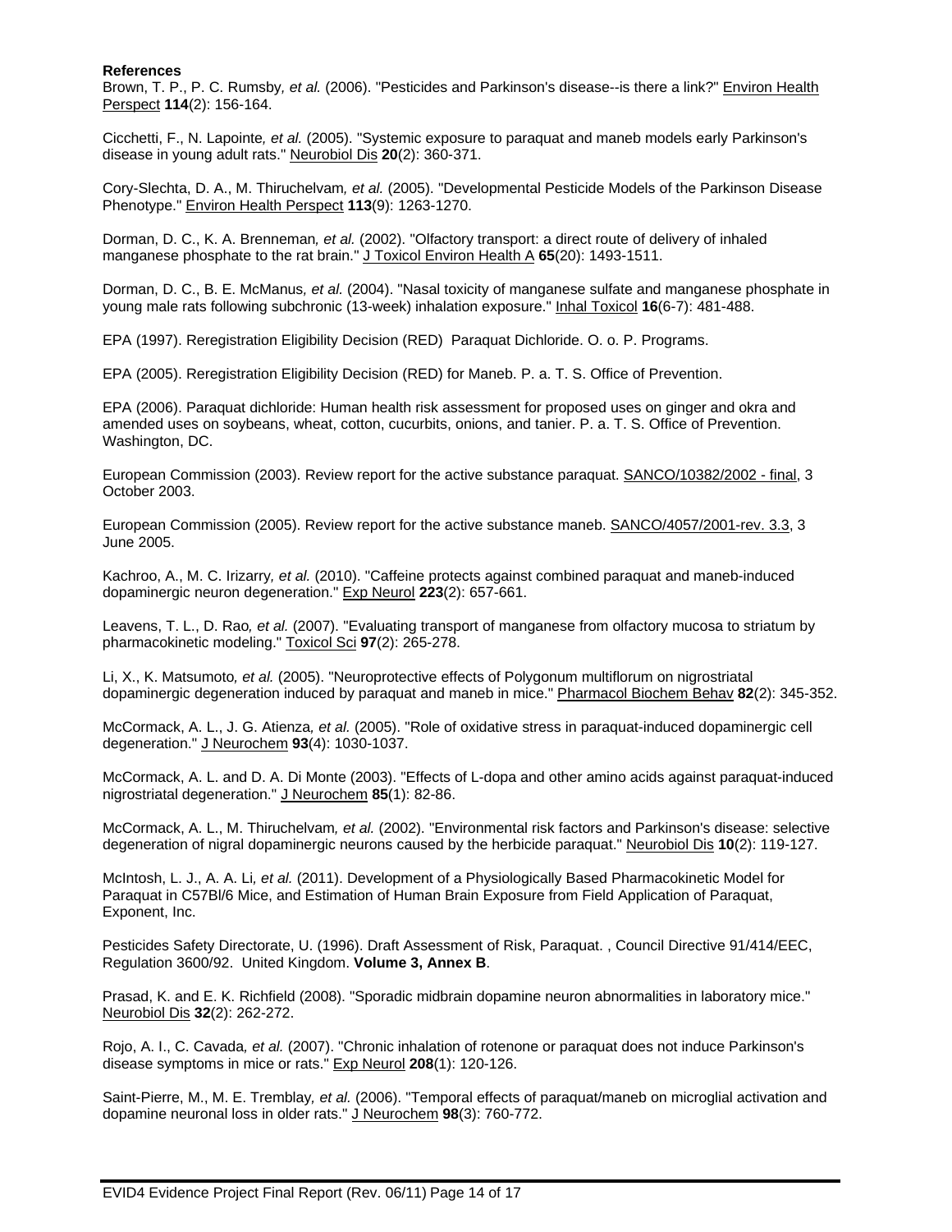**References**

Brown, T. P., P. C. Rumsby, *et al.* (2006). "Pesticides and Parkinson's disease--is there a link?" Environ Health Perspect **114**(2): 156-164.

Cicchetti, F., N. Lapointe, *et al.* (2005). "Systemic exposure to paraquat and maneb models early Parkinson's disease in young adult rats." Neurobiol Dis **20**(2): 360-371.

Cory-Slechta, D. A., M. Thiruchelvam, *et al.* (2005). "Developmental Pesticide Models of the Parkinson Disease Phenotype." Environ Health Perspect **113**(9): 1263-1270.

Dorman, D. C., K. A. Brenneman, *et al.* (2002). "Olfactory transport: a direct route of delivery of inhaled manganese phosphate to the rat brain." J Toxicol Environ Health A **65**(20): 1493-1511.

Dorman, D. C., B. E. McManus, *et al.* (2004). "Nasal toxicity of manganese sulfate and manganese phosphate in young male rats following subchronic (13-week) inhalation exposure." Inhal Toxicol **16**(6-7): 481-488.

EPA (1997). Reregistration Eligibility Decision (RED) Paraquat Dichloride. O. o. P. Programs.

EPA (2005). Reregistration Eligibility Decision (RED) for Maneb. P. a. T. S. Office of Prevention.

EPA (2006). Paraquat dichloride: Human health risk assessment for proposed uses on ginger and okra and amended uses on soybeans, wheat, cotton, cucurbits, onions, and tanier. P. a. T. S. Office of Prevention. Washington, DC.

European Commission (2003). Review report for the active substance paraquat. SANCO/10382/2002 - final, 3 October 2003.

European Commission (2005). Review report for the active substance maneb. SANCO/4057/2001-rev. 3.3, 3 June 2005.

Kachroo, A., M. C. Irizarry, *et al.* (2010). "Caffeine protects against combined paraquat and maneb-induced dopaminergic neuron degeneration." Exp Neurol **223**(2): 657-661.

Leavens, T. L., D. Rao, *et al.* (2007). "Evaluating transport of manganese from olfactory mucosa to striatum by pharmacokinetic modeling." Toxicol Sci **97**(2): 265-278.

Li, X., K. Matsumoto, *et al.* (2005). "Neuroprotective effects of Polygonum multiflorum on nigrostriatal dopaminergic degeneration induced by paraquat and maneb in mice." Pharmacol Biochem Behav **82**(2): 345-352.

McCormack, A. L., J. G. Atienza, *et al.* (2005). "Role of oxidative stress in paraquat-induced dopaminergic cell degeneration." J Neurochem **93**(4): 1030-1037.

McCormack, A. L. and D. A. Di Monte (2003). "Effects of L-dopa and other amino acids against paraquat-induced nigrostriatal degeneration." J Neurochem **85**(1): 82-86.

McCormack, A. L., M. Thiruchelvam, *et al.* (2002). "Environmental risk factors and Parkinson's disease: selective degeneration of nigral dopaminergic neurons caused by the herbicide paraquat." Neurobiol Dis **10**(2): 119-127.

McIntosh, L. J., A. A. Li, *et al.* (2011). Development of a Physiologically Based Pharmacokinetic Model for Paraquat in C57Bl/6 Mice, and Estimation of Human Brain Exposure from Field Application of Paraquat, Exponent, Inc.

Pesticides Safety Directorate, U. (1996). Draft Assessment of Risk, Paraquat. , Council Directive 91/414/EEC, Regulation 3600/92. United Kingdom. **Volume 3, Annex B**.

Prasad, K. and E. K. Richfield (2008). "Sporadic midbrain dopamine neuron abnormalities in laboratory mice." Neurobiol Dis **32**(2): 262-272.

Rojo, A. I., C. Cavada, *et al.* (2007). "Chronic inhalation of rotenone or paraquat does not induce Parkinson's disease symptoms in mice or rats." Exp Neurol **208**(1): 120-126.

Saint-Pierre, M., M. E. Tremblay, *et al.* (2006). "Temporal effects of paraquat/maneb on microglial activation and dopamine neuronal loss in older rats." J Neurochem **98**(3): 760-772.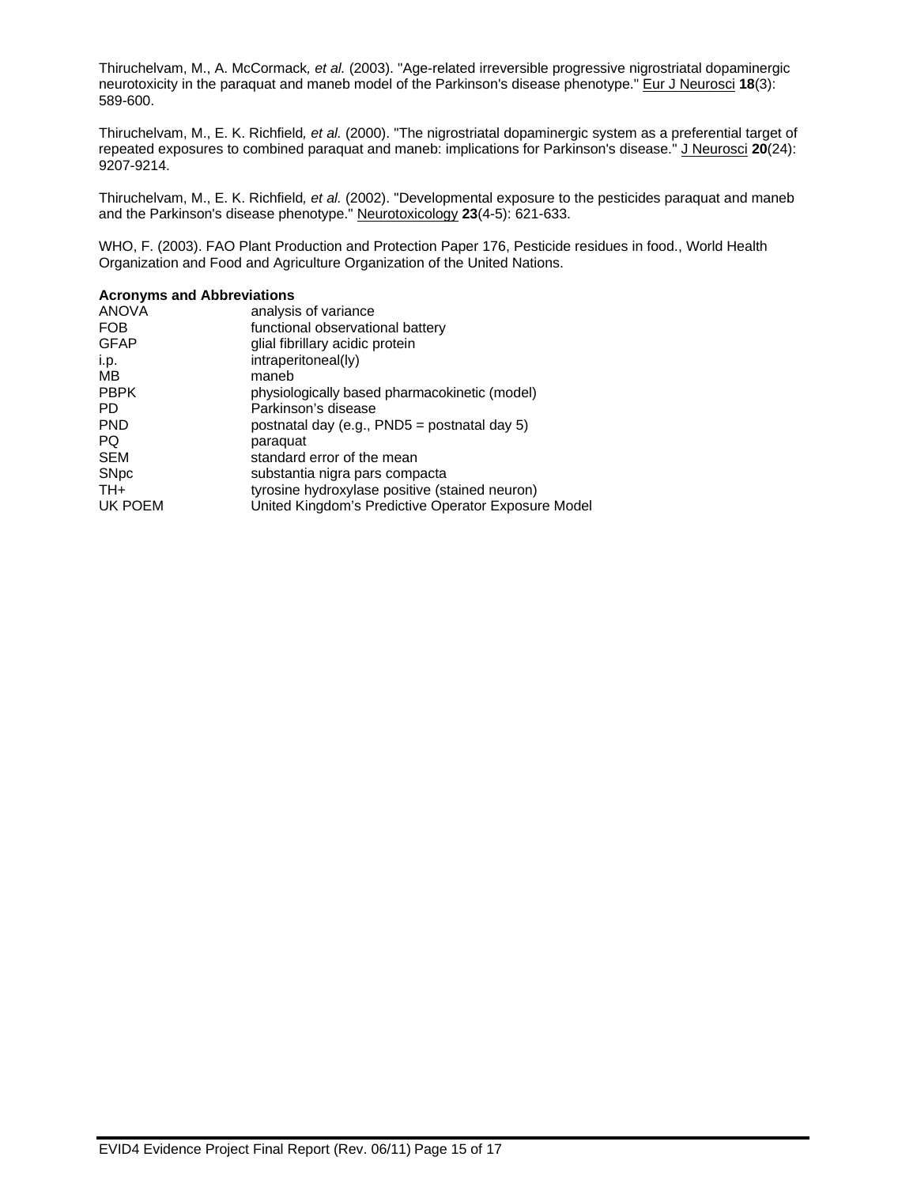Thiruchelvam, M., A. McCormack*, et al.* (2003). "Age-related irreversible progressive nigrostriatal dopaminergic neurotoxicity in the paraquat and maneb model of the Parkinson's disease phenotype." Eur J Neurosci **18**(3): 589-600.

Thiruchelvam, M., E. K. Richfield*, et al.* (2000). "The nigrostriatal dopaminergic system as a preferential target of repeated exposures to combined paraquat and maneb: implications for Parkinson's disease." J Neurosci **20**(24): 9207-9214.

Thiruchelvam, M., E. K. Richfield*, et al.* (2002). "Developmental exposure to the pesticides paraquat and maneb and the Parkinson's disease phenotype." Neurotoxicology **23**(4-5): 621-633.

WHO, F. (2003). FAO Plant Production and Protection Paper 176, Pesticide residues in food., World Health Organization and Food and Agriculture Organization of the United Nations.

**Acronyms and Abbreviations**

| | |
|---|---|
| ANOVA | analysis of variance |
| FOB | functional observational battery |
| GFAP | glial fibrillary acidic protein |
| i.p. | intraperitoneal(ly) |
| MB | maneb |
| PBPK | physiologically based pharmacokinetic (model) |
| PD | Parkinson's disease |
| PND | postnatal day (e.g., PND5 = postnatal day 5) |
| PQ | paraquat |
| SEM | standard error of the mean |
| SNpc | substantia nigra pars compacta |
| TH+ | tyrosine hydroxylase positive (stained neuron) |
| UK POEM | United Kingdom's Predictive Operator Exposure Model |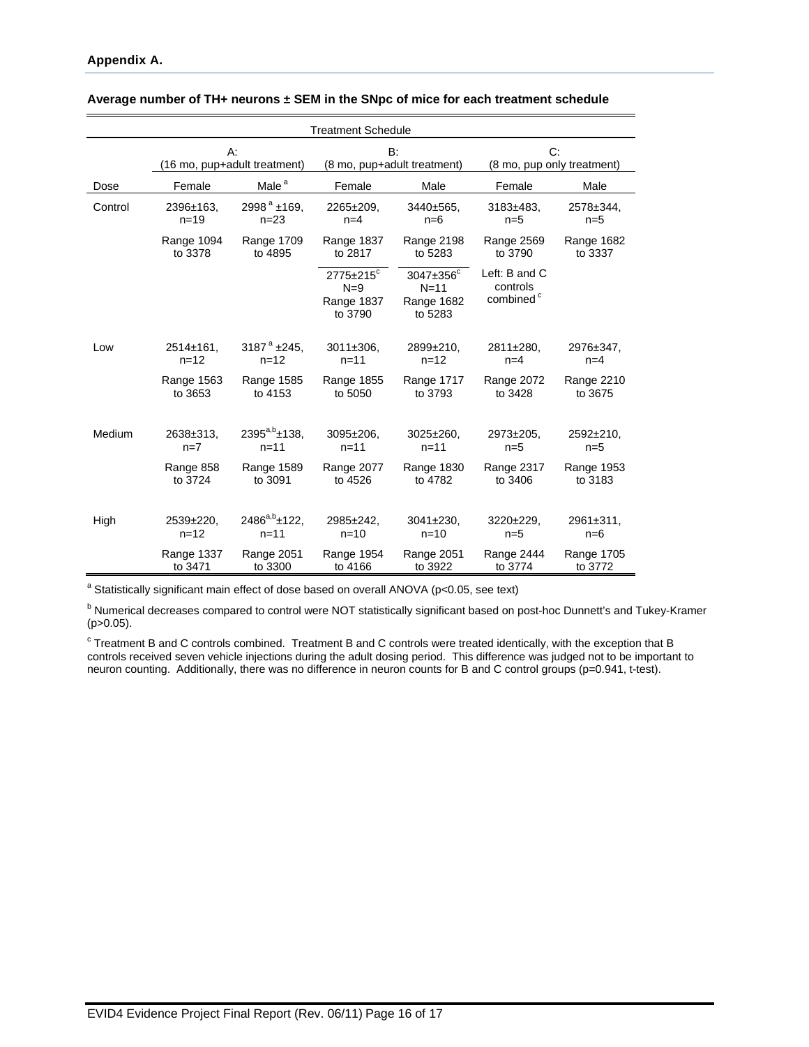**Appendix A.**

**Average number of TH+ neurons ± SEM in the SNpc of mice for each treatment schedule**

| | Treatment Schedule | | | | | |
|---|---|---|---|---|---|---|
| | A: (16 mo, pup+adult treatment) | | B: (8 mo, pup+adult treatment) | | C: (8 mo, pup only treatment) | |
| Dose | Female | Male [a] | Female | Male | Female | Male |
| Control | 2396±163, n=19 | 2998 [a] ±169, n=23 | 2265±209, n=4 | 3440±565, n=6 | 3183±483, n=5 | 2578±344, n=5 |
| | Range 1094 to 3378 | Range 1709 to 4895 | Range 1837 to 2817 | Range 2198 to 5283 | Range 2569 to 3790 | Range 1682 to 3337 |
| | | | 2775±215 [c] N=9 Range 1837 to 3790 | 3047±356 [c] N=11 Range 1682 to 5283 | Left: B and C controls combined [c] | |
| Low | 2514±161, n=12 | 3187 [a] ±245, n=12 | 3011±306, n=11 | 2899±210, n=12 | 2811±280, n=4 | 2976±347, n=4 |
| | Range 1563 to 3653 | Range 1585 to 4153 | Range 1855 to 5050 | Range 1717 to 3793 | Range 2072 to 3428 | Range 2210 to 3675 |
| Medium | 2638±313, n=7 | 2395 [a,b] ±138, n=11 | 3095±206, n=11 | 3025±260, n=11 | 2973±205, n=5 | 2592±210, n=5 |
| | Range 858 to 3724 | Range 1589 to 3091 | Range 2077 to 4526 | Range 1830 to 4782 | Range 2317 to 3406 | Range 1953 to 3183 |
| High | 2539±220, n=12 | 2486 [a,b] ±122, n=11 | 2985±242, n=10 | 3041±230, n=10 | 3220±229, n=5 | 2961±311, n=6 |
| | Range 1337 to 3471 | Range 2051 to 3300 | Range 1954 to 4166 | Range 2051 to 3922 | Range 2444 to 3774 | Range 1705 to 3772 |

[a] Statistically significant main effect of dose based on overall ANOVA ($p<0.05$, see text)

[b] Numerical decreases compared to control were NOT statistically significant based on post-hoc Dunnett's and Tukey-Kramer ($p>0.05$).

[c] Treatment B and C controls combined. Treatment B and C controls were treated identically, with the exception that B controls received seven vehicle injections during the adult dosing period. This difference was judged not to be important to neuron counting. Additionally, there was no difference in neuron counts for B and C control groups ($p=0.941$, t-test).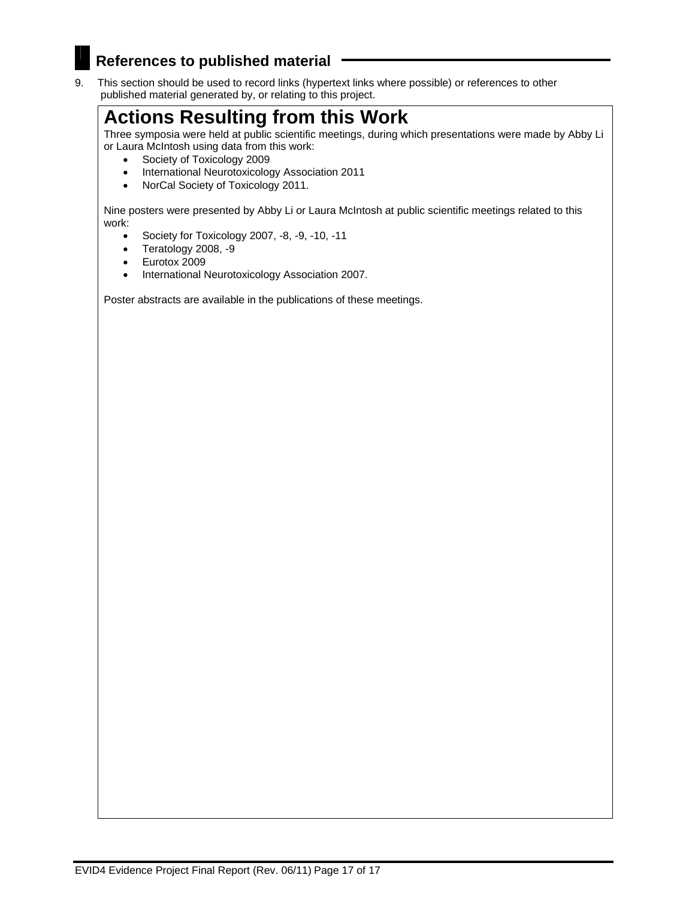## References to published material

9. This section should be used to record links (hypertext links where possible) or references to other published material generated by, or relating to this project.

# Actions Resulting from this Work

Three symposia were held at public scientific meetings, during which presentations were made by Abby Li or Laura McIntosh using data from this work:

- Society of Toxicology 2009
- International Neurotoxicology Association 2011
- NorCal Society of Toxicology 2011.

Nine posters were presented by Abby Li or Laura McIntosh at public scientific meetings related to this work:

- Society for Toxicology 2007, -8, -9, -10, -11
- Teratology 2008, -9
- Eurotox 2009
- International Neurotoxicology Association 2007.

Poster abstracts are available in the publications of these meetings.